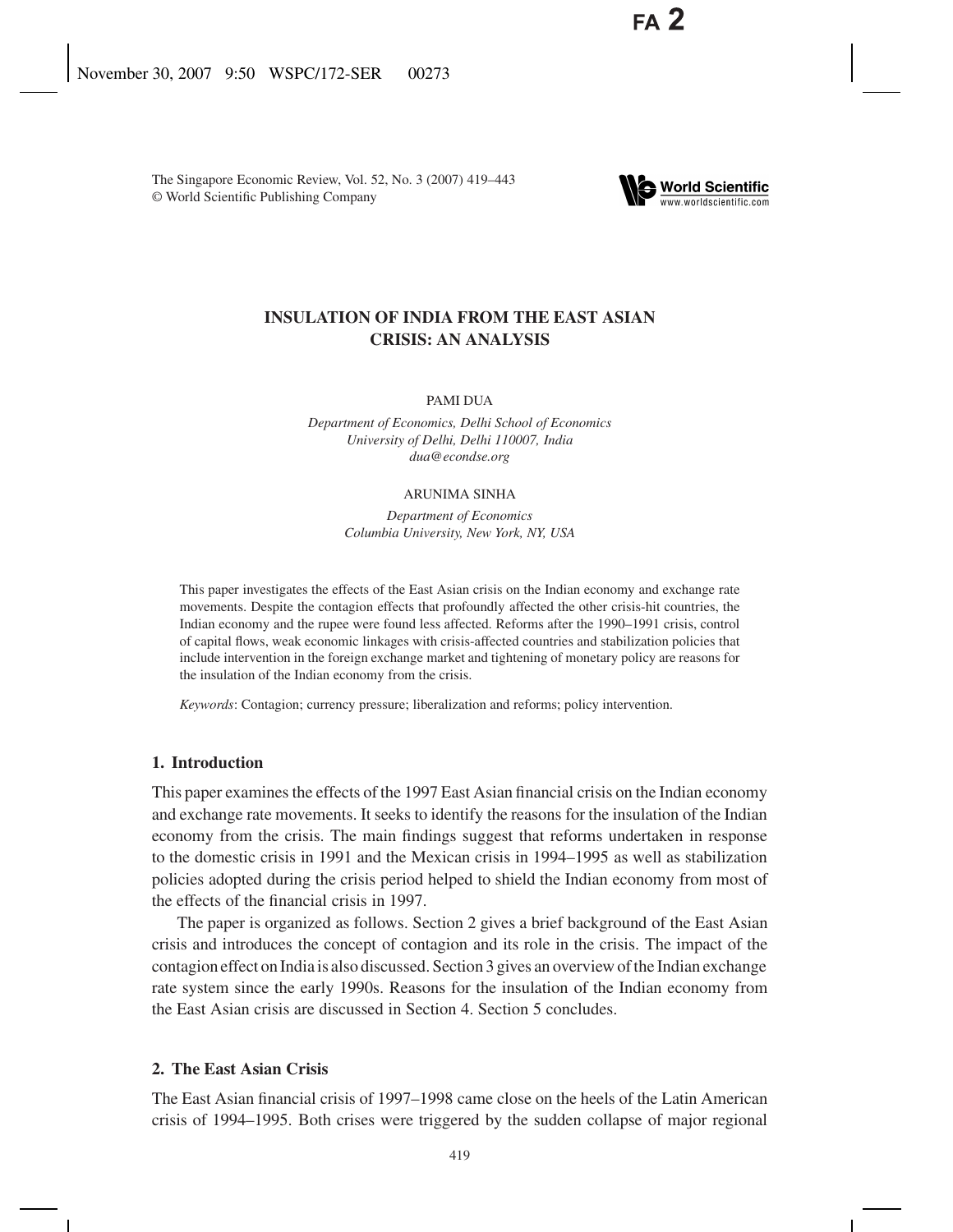# INSULATION OF INDIA FROM THE EAST ASIAN CRISIS: AN ANALYSIS

PAMI DUA

*Department of Economics, Delhi School of Economics*
*University of Delhi, Delhi 110007, India*
*dua@econdse.org*

ARUNIMA SINHA

*Department of Economics*
*Columbia University, New York, NY, USA*

This paper investigates the effects of the East Asian crisis on the Indian economy and exchange rate movements. Despite the contagion effects that profoundly affected the other crisis-hit countries, the Indian economy and the rupee were found less affected. Reforms after the 1990–1991 crisis, control of capital flows, weak economic linkages with crisis-affected countries and stabilization policies that include intervention in the foreign exchange market and tightening of monetary policy are reasons for the insulation of the Indian economy from the crisis.

*Keywords*: Contagion; currency pressure; liberalization and reforms; policy intervention.

## 1. Introduction

This paper examines the effects of the 1997 East Asian financial crisis on the Indian economy and exchange rate movements. It seeks to identify the reasons for the insulation of the Indian economy from the crisis. The main findings suggest that reforms undertaken in response to the domestic crisis in 1991 and the Mexican crisis in 1994–1995 as well as stabilization policies adopted during the crisis period helped to shield the Indian economy from most of the effects of the financial crisis in 1997.

The paper is organized as follows. Section 2 gives a brief background of the East Asian crisis and introduces the concept of contagion and its role in the crisis. The impact of the contagion effect on India is also discussed. Section 3 gives an overview of the Indian exchange rate system since the early 1990s. Reasons for the insulation of the Indian economy from the East Asian crisis are discussed in Section 4. Section 5 concludes.

## 2. The East Asian Crisis

The East Asian financial crisis of 1997–1998 came close on the heels of the Latin American crisis of 1994–1995. Both crises were triggered by the sudden collapse of major regional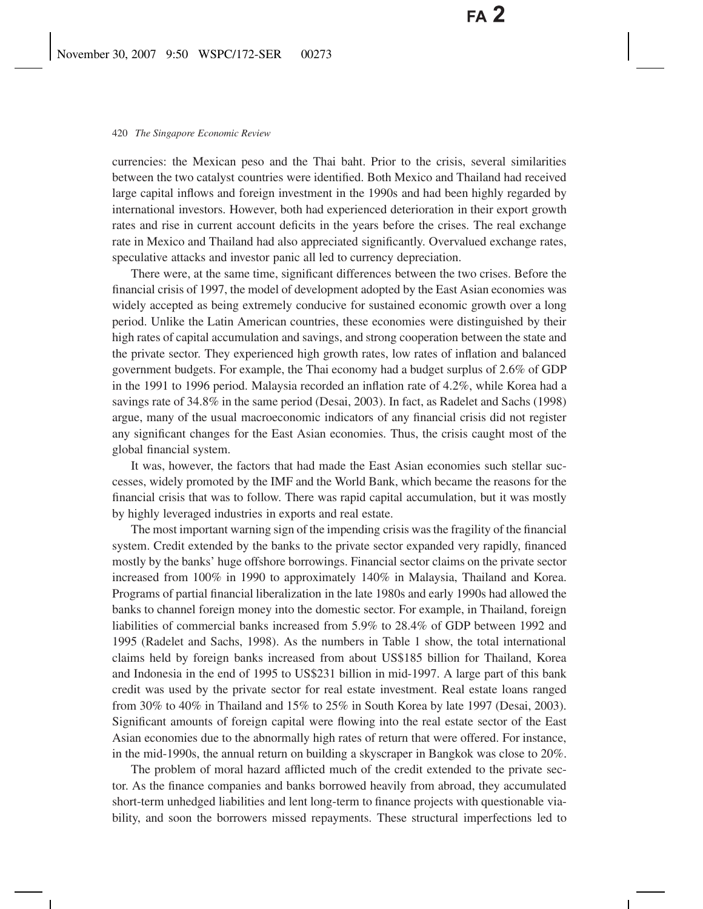currencies: the Mexican peso and the Thai baht. Prior to the crisis, several similarities between the two catalyst countries were identified. Both Mexico and Thailand had received large capital inflows and foreign investment in the 1990s and had been highly regarded by international investors. However, both had experienced deterioration in their export growth rates and rise in current account deficits in the years before the crises. The real exchange rate in Mexico and Thailand had also appreciated significantly. Overvalued exchange rates, speculative attacks and investor panic all led to currency depreciation.

There were, at the same time, significant differences between the two crises. Before the financial crisis of 1997, the model of development adopted by the East Asian economies was widely accepted as being extremely conducive for sustained economic growth over a long period. Unlike the Latin American countries, these economies were distinguished by their high rates of capital accumulation and savings, and strong cooperation between the state and the private sector. They experienced high growth rates, low rates of inflation and balanced government budgets. For example, the Thai economy had a budget surplus of 2.6% of GDP in the 1991 to 1996 period. Malaysia recorded an inflation rate of 4.2%, while Korea had a savings rate of 34.8% in the same period (Desai, 2003). In fact, as Radelet and Sachs (1998) argue, many of the usual macroeconomic indicators of any financial crisis did not register any significant changes for the East Asian economies. Thus, the crisis caught most of the global financial system.

It was, however, the factors that had made the East Asian economies such stellar successes, widely promoted by the IMF and the World Bank, which became the reasons for the financial crisis that was to follow. There was rapid capital accumulation, but it was mostly by highly leveraged industries in exports and real estate.

The most important warning sign of the impending crisis was the fragility of the financial system. Credit extended by the banks to the private sector expanded very rapidly, financed mostly by the banks' huge offshore borrowings. Financial sector claims on the private sector increased from 100% in 1990 to approximately 140% in Malaysia, Thailand and Korea. Programs of partial financial liberalization in the late 1980s and early 1990s had allowed the banks to channel foreign money into the domestic sector. For example, in Thailand, foreign liabilities of commercial banks increased from 5.9% to 28.4% of GDP between 1992 and 1995 (Radelet and Sachs, 1998). As the numbers in Table 1 show, the total international claims held by foreign banks increased from about US$185 billion for Thailand, Korea and Indonesia in the end of 1995 to US$231 billion in mid-1997. A large part of this bank credit was used by the private sector for real estate investment. Real estate loans ranged from 30% to 40% in Thailand and 15% to 25% in South Korea by late 1997 (Desai, 2003). Significant amounts of foreign capital were flowing into the real estate sector of the East Asian economies due to the abnormally high rates of return that were offered. For instance, in the mid-1990s, the annual return on building a skyscraper in Bangkok was close to 20%.

The problem of moral hazard afflicted much of the credit extended to the private sector. As the finance companies and banks borrowed heavily from abroad, they accumulated short-term unhedged liabilities and lent long-term to finance projects with questionable viability, and soon the borrowers missed repayments. These structural imperfections led to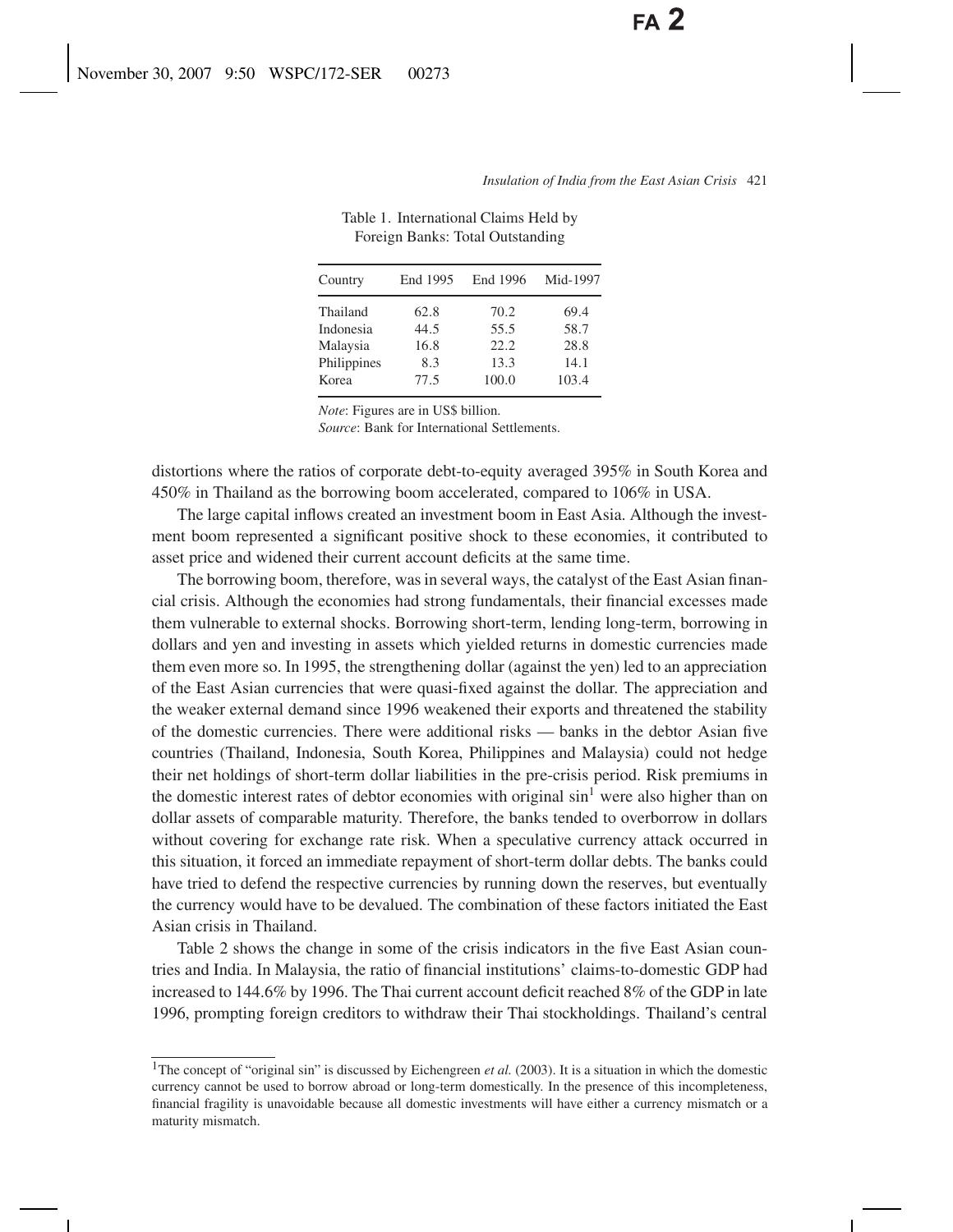Table 1. International Claims Held by Foreign Banks: Total Outstanding

| Country | End 1995 | End 1996 | Mid-1997 |
|---|---|---|---|
| Thailand | 62.8 | 70.2 | 69.4 |
| Indonesia | 44.5 | 55.5 | 58.7 |
| Malaysia | 16.8 | 22.2 | 28.8 |
| Philippines | 8.3 | 13.3 | 14.1 |
| Korea | 77.5 | 100.0 | 103.4 |

*Note*: Figures are in US$ billion.
*Source*: Bank for International Settlements.

distortions where the ratios of corporate debt-to-equity averaged 395% in South Korea and 450% in Thailand as the borrowing boom accelerated, compared to 106% in USA.

The large capital inflows created an investment boom in East Asia. Although the investment boom represented a significant positive shock to these economies, it contributed to asset price and widened their current account deficits at the same time.

The borrowing boom, therefore, was in several ways, the catalyst of the East Asian financial crisis. Although the economies had strong fundamentals, their financial excesses made them vulnerable to external shocks. Borrowing short-term, lending long-term, borrowing in dollars and yen and investing in assets which yielded returns in domestic currencies made them even more so. In 1995, the strengthening dollar (against the yen) led to an appreciation of the East Asian currencies that were quasi-fixed against the dollar. The appreciation and the weaker external demand since 1996 weakened their exports and threatened the stability of the domestic currencies. There were additional risks — banks in the debtor Asian five countries (Thailand, Indonesia, South Korea, Philippines and Malaysia) could not hedge their net holdings of short-term dollar liabilities in the pre-crisis period. Risk premiums in the domestic interest rates of debtor economies with original sin[1] were also higher than on dollar assets of comparable maturity. Therefore, the banks tended to overborrow in dollars without covering for exchange rate risk. When a speculative currency attack occurred in this situation, it forced an immediate repayment of short-term dollar debts. The banks could have tried to defend the respective currencies by running down the reserves, but eventually the currency would have to be devalued. The combination of these factors initiated the East Asian crisis in Thailand.

Table 2 shows the change in some of the crisis indicators in the five East Asian countries and India. In Malaysia, the ratio of financial institutions' claims-to-domestic GDP had increased to 144.6% by 1996. The Thai current account deficit reached 8% of the GDP in late 1996, prompting foreign creditors to withdraw their Thai stockholdings. Thailand's central

[1]The concept of "original sin" is discussed by Eichengreen *et al.* (2003). It is a situation in which the domestic currency cannot be used to borrow abroad or long-term domestically. In the presence of this incompleteness, financial fragility is unavoidable because all domestic investments will have either a currency mismatch or a maturity mismatch.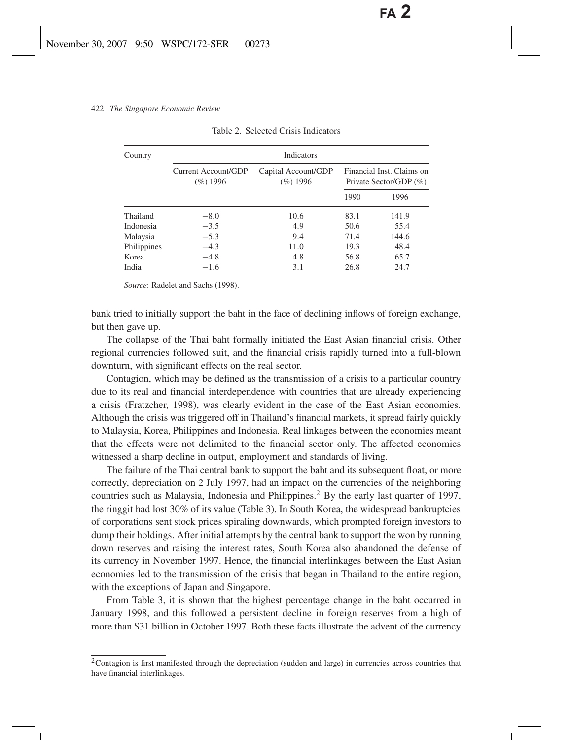Table 2. Selected Crisis Indicators

| Country | Current Account/GDP (%) 1996 | Capital Account/GDP (%) 1996 | Financial Inst. Claims on Private Sector/GDP (%) | |
|---|---|---|---|---|
| | | | 1990 | 1996 |
| Thailand | −8.0 | 10.6 | 83.1 | 141.9 |
| Indonesia | −3.5 | 4.9 | 50.6 | 55.4 |
| Malaysia | −5.3 | 9.4 | 71.4 | 144.6 |
| Philippines | −4.3 | 11.0 | 19.3 | 48.4 |
| Korea | −4.8 | 4.8 | 56.8 | 65.7 |
| India | −1.6 | 3.1 | 26.8 | 24.7 |

*Source*: Radelet and Sachs (1998).

bank tried to initially support the baht in the face of declining inflows of foreign exchange, but then gave up.

The collapse of the Thai baht formally initiated the East Asian financial crisis. Other regional currencies followed suit, and the financial crisis rapidly turned into a full-blown downturn, with significant effects on the real sector.

Contagion, which may be defined as the transmission of a crisis to a particular country due to its real and financial interdependence with countries that are already experiencing a crisis (Fratzcher, 1998), was clearly evident in the case of the East Asian economies. Although the crisis was triggered off in Thailand's financial markets, it spread fairly quickly to Malaysia, Korea, Philippines and Indonesia. Real linkages between the economies meant that the effects were not delimited to the financial sector only. The affected economies witnessed a sharp decline in output, employment and standards of living.

The failure of the Thai central bank to support the baht and its subsequent float, or more correctly, depreciation on 2 July 1997, had an impact on the currencies of the neighboring countries such as Malaysia, Indonesia and Philippines.[2] By the early last quarter of 1997, the ringgit had lost 30% of its value (Table 3). In South Korea, the widespread bankruptcies of corporations sent stock prices spiraling downwards, which prompted foreign investors to dump their holdings. After initial attempts by the central bank to support the won by running down reserves and raising the interest rates, South Korea also abandoned the defense of its currency in November 1997. Hence, the financial interlinkages between the East Asian economies led to the transmission of the crisis that began in Thailand to the entire region, with the exceptions of Japan and Singapore.

From Table 3, it is shown that the highest percentage change in the baht occurred in January 1998, and this followed a persistent decline in foreign reserves from a high of more than \$31 billion in October 1997. Both these facts illustrate the advent of the currency

[2] Contagion is first manifested through the depreciation (sudden and large) in currencies across countries that have financial interlinkages.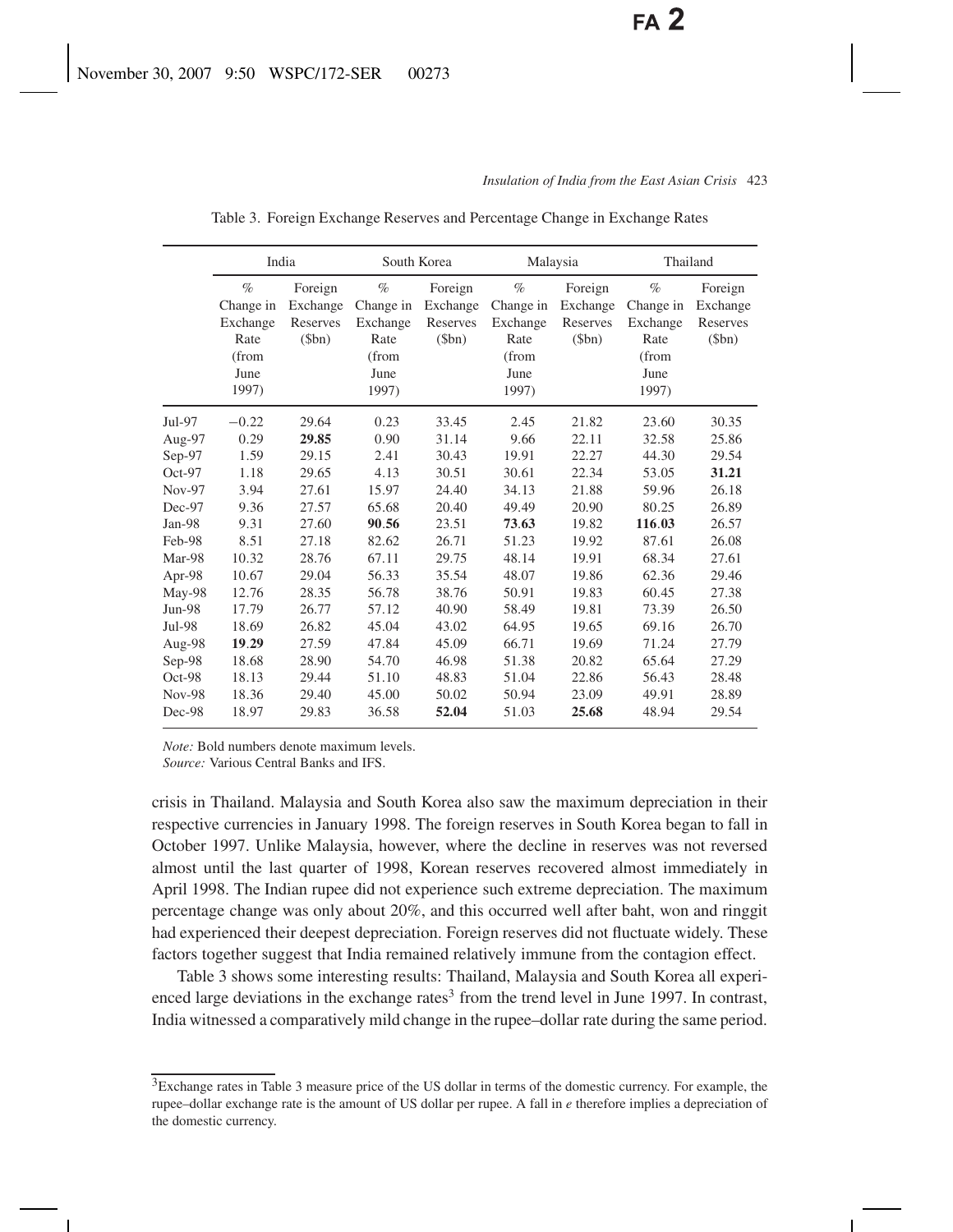Table 3. Foreign Exchange Reserves and Percentage Change in Exchange Rates

| | India | | South Korea | | Malaysia | | Thailand | |
|---|---|---|---|---|---|---|---|---|
| | % Change in Exchange Rate (from June 1997) | Foreign Exchange Reserves ($bn) | % Change in Exchange Rate (from June 1997) | Foreign Exchange Reserves ($bn) | % Change in Exchange Rate (from June 1997) | Foreign Exchange Reserves ($bn) | % Change in Exchange Rate (from June 1997) | Foreign Exchange Reserves ($bn) |
| Jul-97 | −0.22 | 29.64 | 0.23 | 33.45 | 2.45 | 21.82 | 23.60 | 30.35 |
| Aug-97 | 0.29 | **29.85** | 0.90 | 31.14 | 9.66 | 22.11 | 32.58 | 25.86 |
| Sep-97 | 1.59 | 29.15 | 2.41 | 30.43 | 19.91 | 22.27 | 44.30 | 29.54 |
| Oct-97 | 1.18 | 29.65 | 4.13 | 30.51 | 30.61 | 22.34 | 53.05 | **31.21** |
| Nov-97 | 3.94 | 27.61 | 15.97 | 24.40 | 34.13 | 21.88 | 59.96 | 26.18 |
| Dec-97 | 9.36 | 27.57 | 65.68 | 20.40 | 49.49 | 20.90 | 80.25 | 26.89 |
| Jan-98 | 9.31 | 27.60 | **90.56** | 23.51 | **73.63** | 19.82 | **116.03** | 26.57 |
| Feb-98 | 8.51 | 27.18 | 82.62 | 26.71 | 51.23 | 19.92 | 87.61 | 26.08 |
| Mar-98 | 10.32 | 28.76 | 67.11 | 29.75 | 48.14 | 19.91 | 68.34 | 27.61 |
| Apr-98 | 10.67 | 29.04 | 56.33 | 35.54 | 48.07 | 19.86 | 62.36 | 29.46 |
| May-98 | 12.76 | 28.35 | 56.78 | 38.76 | 50.91 | 19.83 | 60.45 | 27.38 |
| Jun-98 | 17.79 | 26.77 | 57.12 | 40.90 | 58.49 | 19.81 | 73.39 | 26.50 |
| Jul-98 | 18.69 | 26.82 | 45.04 | 43.02 | 64.95 | 19.65 | 69.16 | 26.70 |
| Aug-98 | **19.29** | 27.59 | 47.84 | 45.09 | 66.71 | 19.69 | 71.24 | 27.79 |
| Sep-98 | 18.68 | 28.90 | 54.70 | 46.98 | 51.38 | 20.82 | 65.64 | 27.29 |
| Oct-98 | 18.13 | 29.44 | 51.10 | 48.83 | 51.04 | 22.86 | 56.43 | 28.48 |
| Nov-98 | 18.36 | 29.40 | 45.00 | 50.02 | 50.94 | 23.09 | 49.91 | 28.89 |
| Dec-98 | 18.97 | 29.83 | 36.58 | **52.04** | 51.03 | **25.68** | 48.94 | 29.54 |

*Note:* Bold numbers denote maximum levels.
*Source:* Various Central Banks and IFS.

crisis in Thailand. Malaysia and South Korea also saw the maximum depreciation in their respective currencies in January 1998. The foreign reserves in South Korea began to fall in October 1997. Unlike Malaysia, however, where the decline in reserves was not reversed almost until the last quarter of 1998, Korean reserves recovered almost immediately in April 1998. The Indian rupee did not experience such extreme depreciation. The maximum percentage change was only about 20%, and this occurred well after baht, won and ringgit had experienced their deepest depreciation. Foreign reserves did not fluctuate widely. These factors together suggest that India remained relatively immune from the contagion effect.

Table 3 shows some interesting results: Thailand, Malaysia and South Korea all experienced large deviations in the exchange rates[3] from the trend level in June 1997. In contrast, India witnessed a comparatively mild change in the rupee–dollar rate during the same period.

[3]Exchange rates in Table 3 measure price of the US dollar in terms of the domestic currency. For example, the rupee–dollar exchange rate is the amount of US dollar per rupee. A fall in $e$ therefore implies a depreciation of the domestic currency.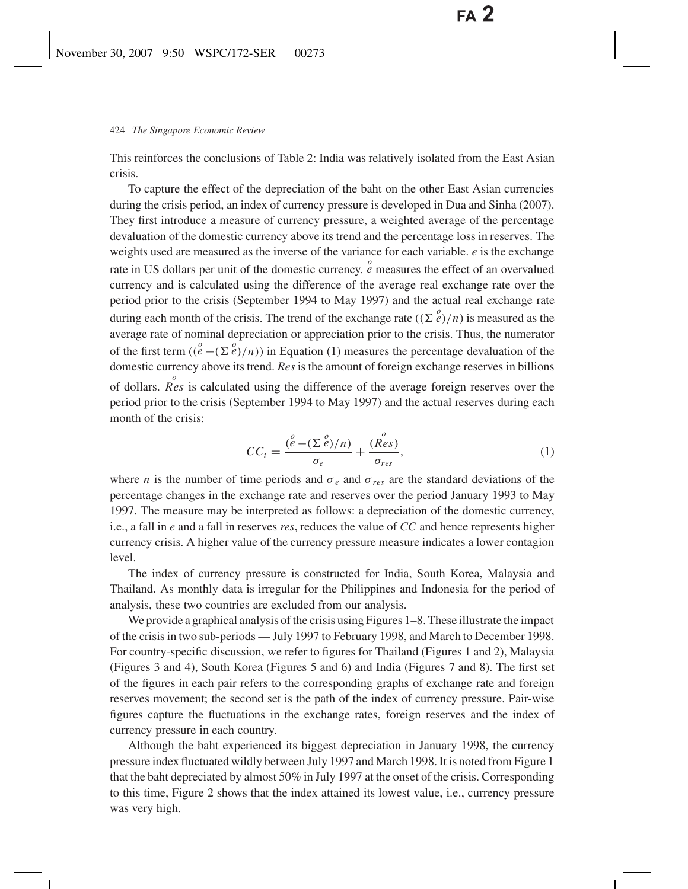This reinforces the conclusions of Table 2: India was relatively isolated from the East Asian crisis.

To capture the effect of the depreciation of the baht on the other East Asian currencies during the crisis period, an index of currency pressure is developed in Dua and Sinha (2007). They first introduce a measure of currency pressure, a weighted average of the percentage devaluation of the domestic currency above its trend and the percentage loss in reserves. The weights used are measured as the inverse of the variance for each variable. *e* is the exchange rate in US dollars per unit of the domestic currency. $\overset{o}{e}$ measures the effect of an overvalued currency and is calculated using the difference of the average real exchange rate over the period prior to the crisis (September 1994 to May 1997) and the actual real exchange rate during each month of the crisis. The trend of the exchange rate $((\Sigma \overset{o}{e})/n)$ is measured as the average rate of nominal depreciation or appreciation prior to the crisis. Thus, the numerator of the first term $((\overset{o}{e} - (\Sigma \overset{o}{e})/n))$ in Equation (1) measures the percentage devaluation of the domestic currency above its trend. *Res* is the amount of foreign exchange reserves in billions of dollars. $\overset{o}{Res}$ is calculated using the difference of the average foreign reserves over the period prior to the crisis (September 1994 to May 1997) and the actual reserves during each month of the crisis:

$$CC_t = \frac{(\overset{o}{e} - (\Sigma \overset{o}{e})/n)}{\sigma_e} + \frac{(\overset{o}{Res})}{\sigma_{res}}, \tag{1}$$

where $n$ is the number of time periods and $\sigma_e$ and $\sigma_{res}$ are the standard deviations of the percentage changes in the exchange rate and reserves over the period January 1993 to May 1997. The measure may be interpreted as follows: a depreciation of the domestic currency, i.e., a fall in *e* and a fall in reserves *res*, reduces the value of *CC* and hence represents higher currency crisis. A higher value of the currency pressure measure indicates a lower contagion level.

The index of currency pressure is constructed for India, South Korea, Malaysia and Thailand. As monthly data is irregular for the Philippines and Indonesia for the period of analysis, these two countries are excluded from our analysis.

We provide a graphical analysis of the crisis using Figures 1–8. These illustrate the impact of the crisis in two sub-periods — July 1997 to February 1998, and March to December 1998. For country-specific discussion, we refer to figures for Thailand (Figures 1 and 2), Malaysia (Figures 3 and 4), South Korea (Figures 5 and 6) and India (Figures 7 and 8). The first set of the figures in each pair refers to the corresponding graphs of exchange rate and foreign reserves movement; the second set is the path of the index of currency pressure. Pair-wise figures capture the fluctuations in the exchange rates, foreign reserves and the index of currency pressure in each country.

Although the baht experienced its biggest depreciation in January 1998, the currency pressure index fluctuated wildly between July 1997 and March 1998. It is noted from Figure 1 that the baht depreciated by almost 50% in July 1997 at the onset of the crisis. Corresponding to this time, Figure 2 shows that the index attained its lowest value, i.e., currency pressure was very high.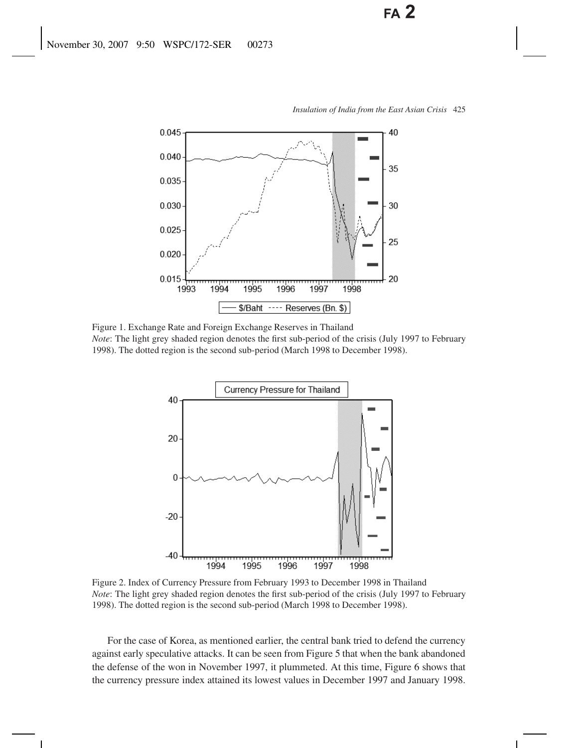Figure 1. Exchange Rate and Foreign Exchange Reserves in Thailand
*Note*: The light grey shaded region denotes the first sub-period of the crisis (July 1997 to February 1998). The dotted region is the second sub-period (March 1998 to December 1998).

Figure 2. Index of Currency Pressure from February 1993 to December 1998 in Thailand
*Note*: The light grey shaded region denotes the first sub-period of the crisis (July 1997 to February 1998). The dotted region is the second sub-period (March 1998 to December 1998).

For the case of Korea, as mentioned earlier, the central bank tried to defend the currency against early speculative attacks. It can be seen from Figure 5 that when the bank abandoned the defense of the won in November 1997, it plummeted. At this time, Figure 6 shows that the currency pressure index attained its lowest values in December 1997 and January 1998.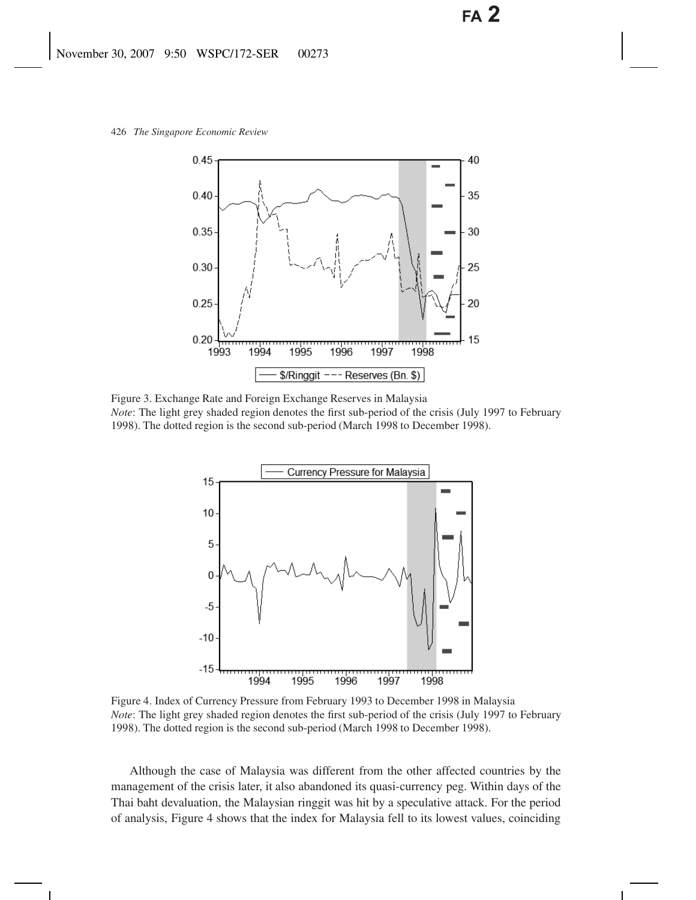Figure 3. Exchange Rate and Foreign Exchange Reserves in Malaysia
*Note*: The light grey shaded region denotes the first sub-period of the crisis (July 1997 to February 1998). The dotted region is the second sub-period (March 1998 to December 1998).

Figure 4. Index of Currency Pressure from February 1993 to December 1998 in Malaysia
*Note*: The light grey shaded region denotes the first sub-period of the crisis (July 1997 to February 1998). The dotted region is the second sub-period (March 1998 to December 1998).

Although the case of Malaysia was different from the other affected countries by the management of the crisis later, it also abandoned its quasi-currency peg. Within days of the Thai baht devaluation, the Malaysian ringgit was hit by a speculative attack. For the period of analysis, Figure 4 shows that the index for Malaysia fell to its lowest values, coinciding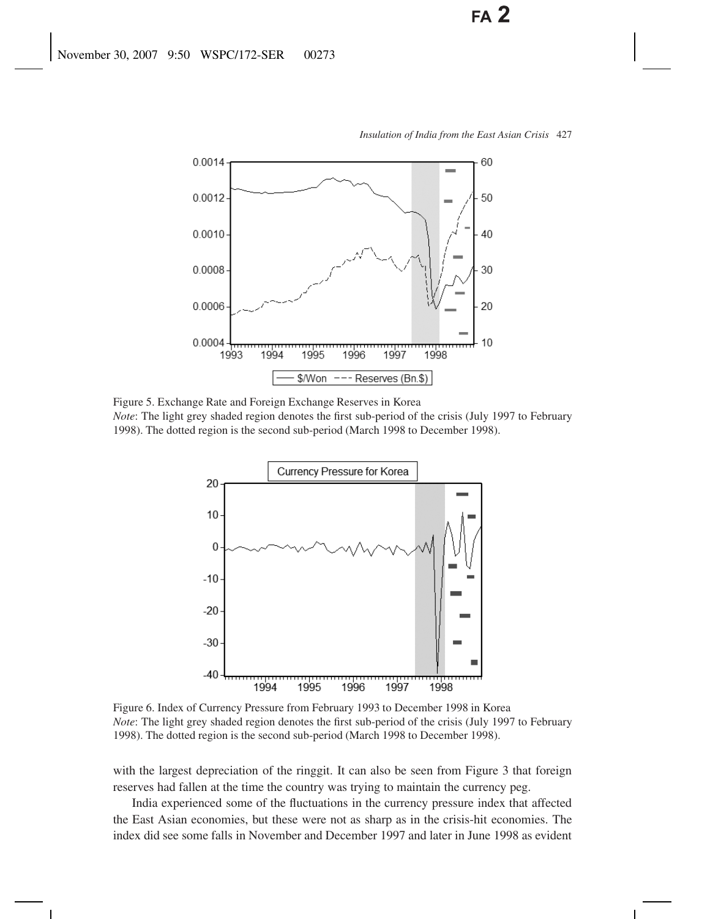Figure 5. Exchange Rate and Foreign Exchange Reserves in Korea
*Note*: The light grey shaded region denotes the first sub-period of the crisis (July 1997 to February 1998). The dotted region is the second sub-period (March 1998 to December 1998).

Figure 6. Index of Currency Pressure from February 1993 to December 1998 in Korea
*Note*: The light grey shaded region denotes the first sub-period of the crisis (July 1997 to February 1998). The dotted region is the second sub-period (March 1998 to December 1998).

with the largest depreciation of the ringgit. It can also be seen from Figure 3 that foreign reserves had fallen at the time the country was trying to maintain the currency peg.

India experienced some of the fluctuations in the currency pressure index that affected the East Asian economies, but these were not as sharp as in the crisis-hit economies. The index did see some falls in November and December 1997 and later in June 1998 as evident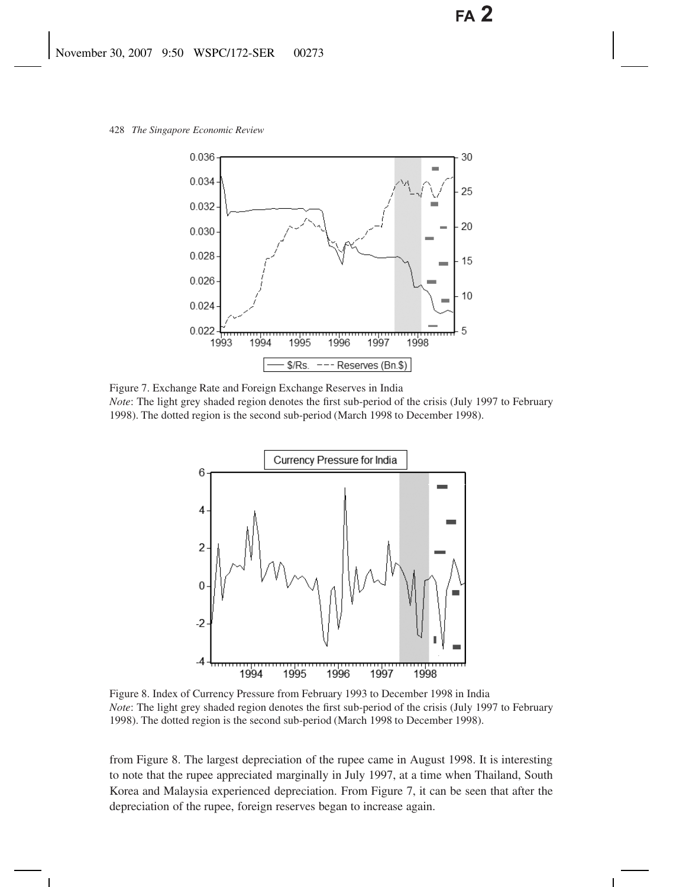Figure 7. Exchange Rate and Foreign Exchange Reserves in India
*Note*: The light grey shaded region denotes the first sub-period of the crisis (July 1997 to February 1998). The dotted region is the second sub-period (March 1998 to December 1998).

Figure 8. Index of Currency Pressure from February 1993 to December 1998 in India
*Note*: The light grey shaded region denotes the first sub-period of the crisis (July 1997 to February 1998). The dotted region is the second sub-period (March 1998 to December 1998).

from Figure 8. The largest depreciation of the rupee came in August 1998. It is interesting to note that the rupee appreciated marginally in July 1997, at a time when Thailand, South Korea and Malaysia experienced depreciation. From Figure 7, it can be seen that after the depreciation of the rupee, foreign reserves began to increase again.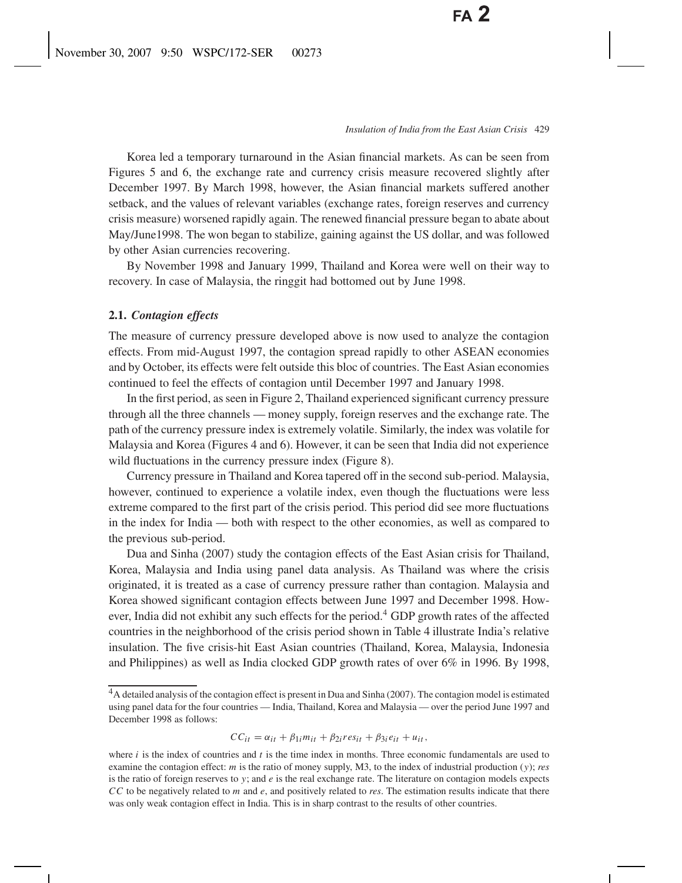Korea led a temporary turnaround in the Asian financial markets. As can be seen from Figures 5 and 6, the exchange rate and currency crisis measure recovered slightly after December 1997. By March 1998, however, the Asian financial markets suffered another setback, and the values of relevant variables (exchange rates, foreign reserves and currency crisis measure) worsened rapidly again. The renewed financial pressure began to abate about May/June1998. The won began to stabilize, gaining against the US dollar, and was followed by other Asian currencies recovering.

By November 1998 and January 1999, Thailand and Korea were well on their way to recovery. In case of Malaysia, the ringgit had bottomed out by June 1998.

### 2.1. *Contagion effects*

The measure of currency pressure developed above is now used to analyze the contagion effects. From mid-August 1997, the contagion spread rapidly to other ASEAN economies and by October, its effects were felt outside this bloc of countries. The East Asian economies continued to feel the effects of contagion until December 1997 and January 1998.

In the first period, as seen in Figure 2, Thailand experienced significant currency pressure through all the three channels — money supply, foreign reserves and the exchange rate. The path of the currency pressure index is extremely volatile. Similarly, the index was volatile for Malaysia and Korea (Figures 4 and 6). However, it can be seen that India did not experience wild fluctuations in the currency pressure index (Figure 8).

Currency pressure in Thailand and Korea tapered off in the second sub-period. Malaysia, however, continued to experience a volatile index, even though the fluctuations were less extreme compared to the first part of the crisis period. This period did see more fluctuations in the index for India — both with respect to the other economies, as well as compared to the previous sub-period.

Dua and Sinha (2007) study the contagion effects of the East Asian crisis for Thailand, Korea, Malaysia and India using panel data analysis. As Thailand was where the crisis originated, it is treated as a case of currency pressure rather than contagion. Malaysia and Korea showed significant contagion effects between June 1997 and December 1998. However, India did not exhibit any such effects for the period.[4] GDP growth rates of the affected countries in the neighborhood of the crisis period shown in Table 4 illustrate India's relative insulation. The five crisis-hit East Asian countries (Thailand, Korea, Malaysia, Indonesia and Philippines) as well as India clocked GDP growth rates of over 6% in 1996. By 1998,

---

[4] A detailed analysis of the contagion effect is present in Dua and Sinha (2007). The contagion model is estimated using panel data for the four countries — India, Thailand, Korea and Malaysia — over the period June 1997 and December 1998 as follows:

$$CC_{it} = \alpha_{it} + \beta_{1i} m_{it} + \beta_{2i} res_{it} + \beta_{3i} e_{it} + u_{it},$$

where $i$ is the index of countries and $t$ is the time index in months. Three economic fundamentals are used to examine the contagion effect: $m$ is the ratio of money supply, M3, to the index of industrial production ($y$); *res* is the ratio of foreign reserves to $y$; and $e$ is the real exchange rate. The literature on contagion models expects $CC$ to be negatively related to $m$ and $e$, and positively related to *res*. The estimation results indicate that there was only weak contagion effect in India. This is in sharp contrast to the results of other countries.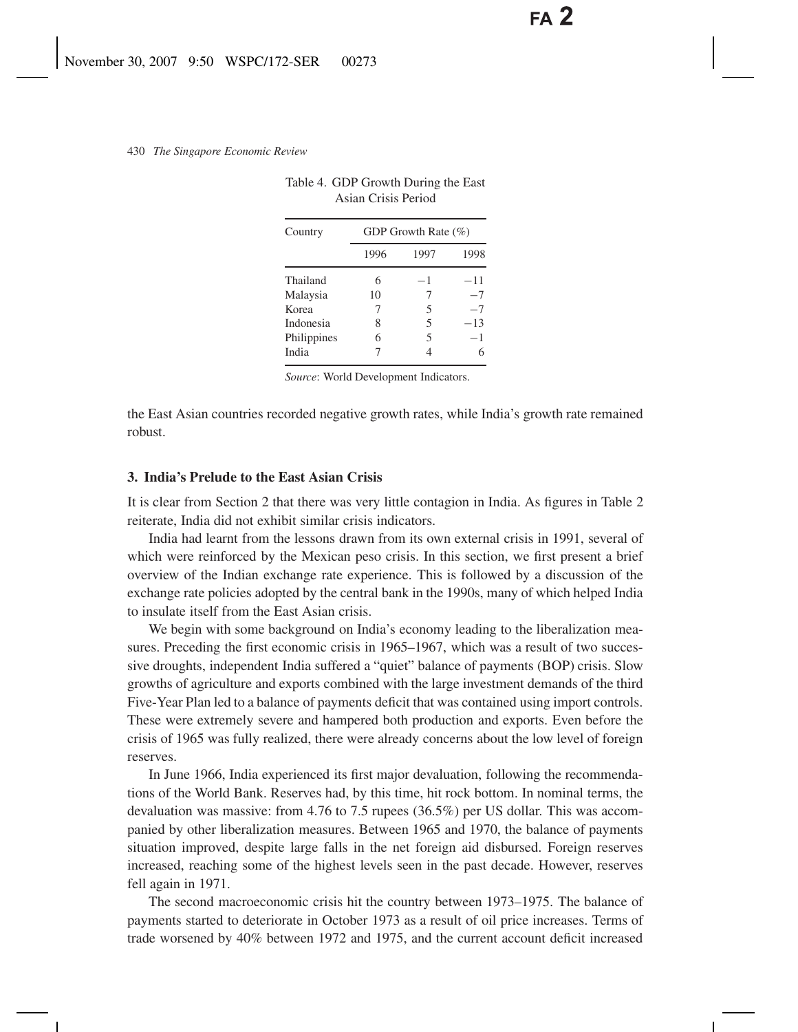Table 4. GDP Growth During the East Asian Crisis Period

| Country | GDP Growth Rate (%) | | |
|---|---|---|---|
| | 1996 | 1997 | 1998 |
| Thailand | 6 | −1 | −11 |
| Malaysia | 10 | 7 | −7 |
| Korea | 7 | 5 | −7 |
| Indonesia | 8 | 5 | −13 |
| Philippines | 6 | 5 | −1 |
| India | 7 | 4 | 6 |

*Source*: World Development Indicators.

the East Asian countries recorded negative growth rates, while India's growth rate remained robust.

## 3. India's Prelude to the East Asian Crisis

It is clear from Section 2 that there was very little contagion in India. As figures in Table 2 reiterate, India did not exhibit similar crisis indicators.

India had learnt from the lessons drawn from its own external crisis in 1991, several of which were reinforced by the Mexican peso crisis. In this section, we first present a brief overview of the Indian exchange rate experience. This is followed by a discussion of the exchange rate policies adopted by the central bank in the 1990s, many of which helped India to insulate itself from the East Asian crisis.

We begin with some background on India's economy leading to the liberalization measures. Preceding the first economic crisis in 1965–1967, which was a result of two successive droughts, independent India suffered a "quiet" balance of payments (BOP) crisis. Slow growths of agriculture and exports combined with the large investment demands of the third Five-Year Plan led to a balance of payments deficit that was contained using import controls. These were extremely severe and hampered both production and exports. Even before the crisis of 1965 was fully realized, there were already concerns about the low level of foreign reserves.

In June 1966, India experienced its first major devaluation, following the recommendations of the World Bank. Reserves had, by this time, hit rock bottom. In nominal terms, the devaluation was massive: from 4.76 to 7.5 rupees (36.5%) per US dollar. This was accompanied by other liberalization measures. Between 1965 and 1970, the balance of payments situation improved, despite large falls in the net foreign aid disbursed. Foreign reserves increased, reaching some of the highest levels seen in the past decade. However, reserves fell again in 1971.

The second macroeconomic crisis hit the country between 1973–1975. The balance of payments started to deteriorate in October 1973 as a result of oil price increases. Terms of trade worsened by 40% between 1972 and 1975, and the current account deficit increased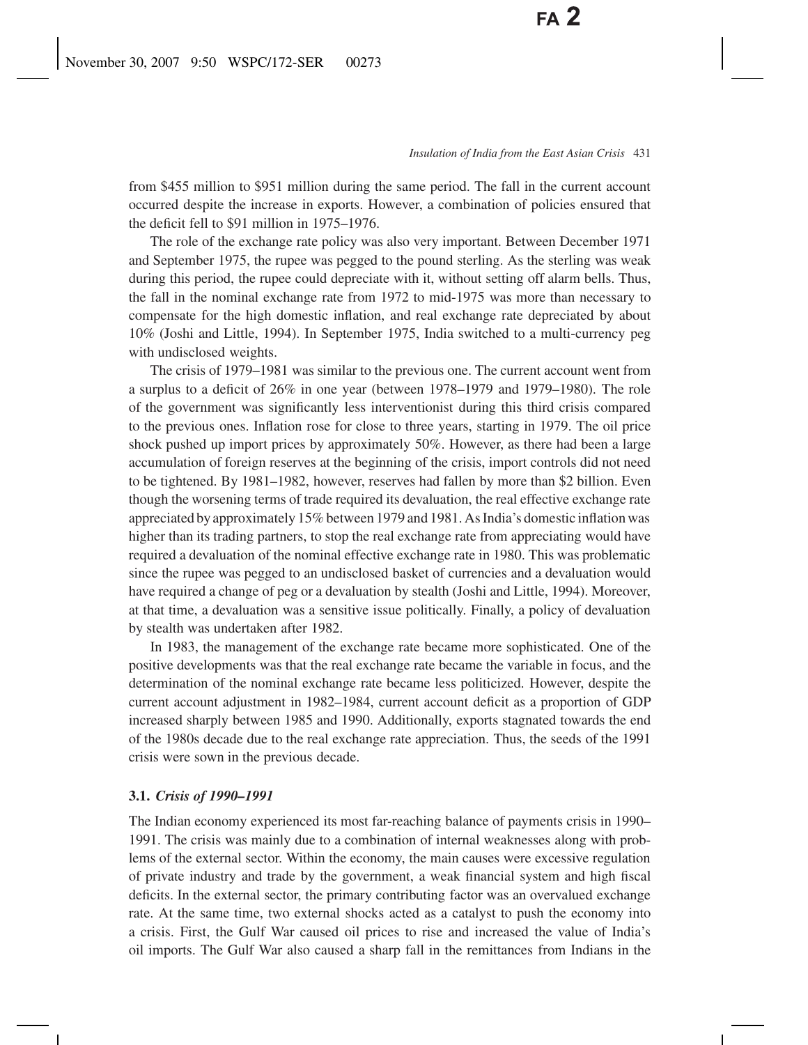from \$455 million to \$951 million during the same period. The fall in the current account occurred despite the increase in exports. However, a combination of policies ensured that the deficit fell to \$91 million in 1975–1976.

The role of the exchange rate policy was also very important. Between December 1971 and September 1975, the rupee was pegged to the pound sterling. As the sterling was weak during this period, the rupee could depreciate with it, without setting off alarm bells. Thus, the fall in the nominal exchange rate from 1972 to mid-1975 was more than necessary to compensate for the high domestic inflation, and real exchange rate depreciated by about 10% (Joshi and Little, 1994). In September 1975, India switched to a multi-currency peg with undisclosed weights.

The crisis of 1979–1981 was similar to the previous one. The current account went from a surplus to a deficit of 26% in one year (between 1978–1979 and 1979–1980). The role of the government was significantly less interventionist during this third crisis compared to the previous ones. Inflation rose for close to three years, starting in 1979. The oil price shock pushed up import prices by approximately 50%. However, as there had been a large accumulation of foreign reserves at the beginning of the crisis, import controls did not need to be tightened. By 1981–1982, however, reserves had fallen by more than \$2 billion. Even though the worsening terms of trade required its devaluation, the real effective exchange rate appreciated by approximately 15% between 1979 and 1981. As India's domestic inflation was higher than its trading partners, to stop the real exchange rate from appreciating would have required a devaluation of the nominal effective exchange rate in 1980. This was problematic since the rupee was pegged to an undisclosed basket of currencies and a devaluation would have required a change of peg or a devaluation by stealth (Joshi and Little, 1994). Moreover, at that time, a devaluation was a sensitive issue politically. Finally, a policy of devaluation by stealth was undertaken after 1982.

In 1983, the management of the exchange rate became more sophisticated. One of the positive developments was that the real exchange rate became the variable in focus, and the determination of the nominal exchange rate became less politicized. However, despite the current account adjustment in 1982–1984, current account deficit as a proportion of GDP increased sharply between 1985 and 1990. Additionally, exports stagnated towards the end of the 1980s decade due to the real exchange rate appreciation. Thus, the seeds of the 1991 crisis were sown in the previous decade.

### 3.1. *Crisis of 1990–1991*

The Indian economy experienced its most far-reaching balance of payments crisis in 1990–1991. The crisis was mainly due to a combination of internal weaknesses along with problems of the external sector. Within the economy, the main causes were excessive regulation of private industry and trade by the government, a weak financial system and high fiscal deficits. In the external sector, the primary contributing factor was an overvalued exchange rate. At the same time, two external shocks acted as a catalyst to push the economy into a crisis. First, the Gulf War caused oil prices to rise and increased the value of India's oil imports. The Gulf War also caused a sharp fall in the remittances from Indians in the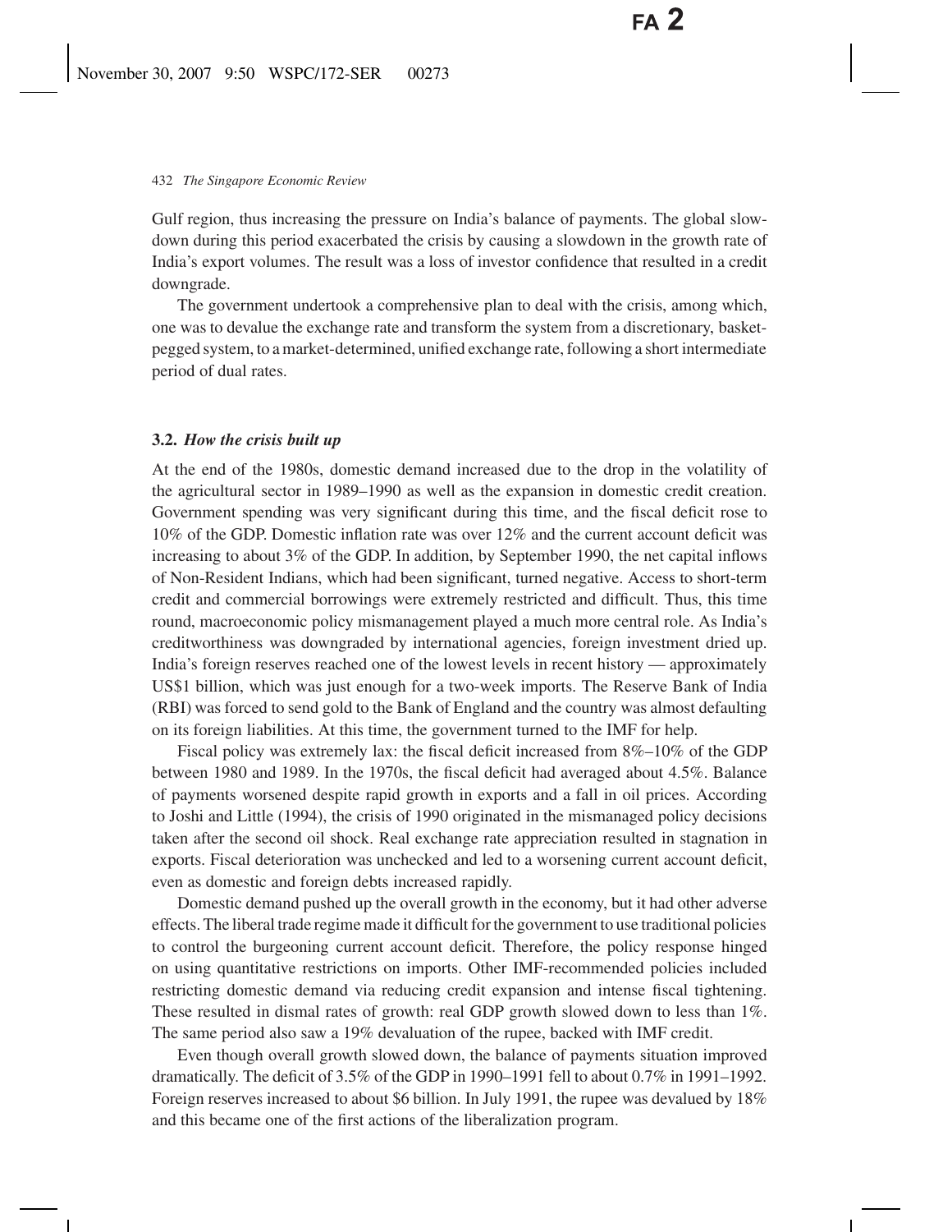Gulf region, thus increasing the pressure on India's balance of payments. The global slowdown during this period exacerbated the crisis by causing a slowdown in the growth rate of India's export volumes. The result was a loss of investor confidence that resulted in a credit downgrade.

The government undertook a comprehensive plan to deal with the crisis, among which, one was to devalue the exchange rate and transform the system from a discretionary, basket-pegged system, to a market-determined, unified exchange rate, following a short intermediate period of dual rates.

### 3.2. *How the crisis built up*

At the end of the 1980s, domestic demand increased due to the drop in the volatility of the agricultural sector in 1989–1990 as well as the expansion in domestic credit creation. Government spending was very significant during this time, and the fiscal deficit rose to 10% of the GDP. Domestic inflation rate was over 12% and the current account deficit was increasing to about 3% of the GDP. In addition, by September 1990, the net capital inflows of Non-Resident Indians, which had been significant, turned negative. Access to short-term credit and commercial borrowings were extremely restricted and difficult. Thus, this time round, macroeconomic policy mismanagement played a much more central role. As India's creditworthiness was downgraded by international agencies, foreign investment dried up. India's foreign reserves reached one of the lowest levels in recent history — approximately US$1 billion, which was just enough for a two-week imports. The Reserve Bank of India (RBI) was forced to send gold to the Bank of England and the country was almost defaulting on its foreign liabilities. At this time, the government turned to the IMF for help.

Fiscal policy was extremely lax: the fiscal deficit increased from 8%–10% of the GDP between 1980 and 1989. In the 1970s, the fiscal deficit had averaged about 4.5%. Balance of payments worsened despite rapid growth in exports and a fall in oil prices. According to Joshi and Little (1994), the crisis of 1990 originated in the mismanaged policy decisions taken after the second oil shock. Real exchange rate appreciation resulted in stagnation in exports. Fiscal deterioration was unchecked and led to a worsening current account deficit, even as domestic and foreign debts increased rapidly.

Domestic demand pushed up the overall growth in the economy, but it had other adverse effects. The liberal trade regime made it difficult for the government to use traditional policies to control the burgeoning current account deficit. Therefore, the policy response hinged on using quantitative restrictions on imports. Other IMF-recommended policies included restricting domestic demand via reducing credit expansion and intense fiscal tightening. These resulted in dismal rates of growth: real GDP growth slowed down to less than 1%. The same period also saw a 19% devaluation of the rupee, backed with IMF credit.

Even though overall growth slowed down, the balance of payments situation improved dramatically. The deficit of 3.5% of the GDP in 1990–1991 fell to about 0.7% in 1991–1992. Foreign reserves increased to about $6 billion. In July 1991, the rupee was devalued by 18% and this became one of the first actions of the liberalization program.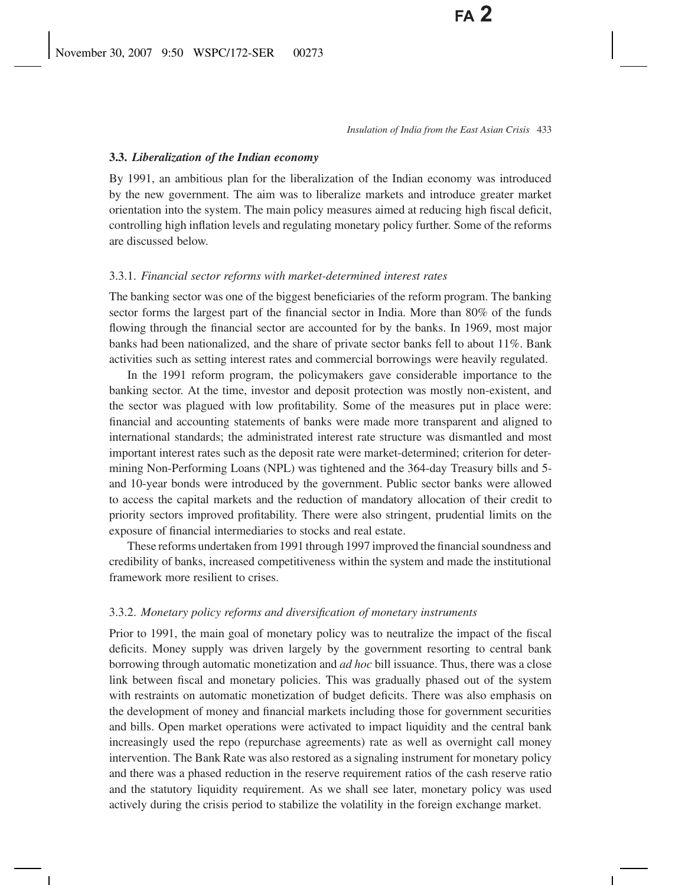### 3.3. *Liberalization of the Indian economy*

By 1991, an ambitious plan for the liberalization of the Indian economy was introduced by the new government. The aim was to liberalize markets and introduce greater market orientation into the system. The main policy measures aimed at reducing high fiscal deficit, controlling high inflation levels and regulating monetary policy further. Some of the reforms are discussed below.

#### 3.3.1. *Financial sector reforms with market-determined interest rates*

The banking sector was one of the biggest beneficiaries of the reform program. The banking sector forms the largest part of the financial sector in India. More than 80% of the funds flowing through the financial sector are accounted for by the banks. In 1969, most major banks had been nationalized, and the share of private sector banks fell to about 11%. Bank activities such as setting interest rates and commercial borrowings were heavily regulated.

In the 1991 reform program, the policymakers gave considerable importance to the banking sector. At the time, investor and deposit protection was mostly non-existent, and the sector was plagued with low profitability. Some of the measures put in place were: financial and accounting statements of banks were made more transparent and aligned to international standards; the administrated interest rate structure was dismantled and most important interest rates such as the deposit rate were market-determined; criterion for determining Non-Performing Loans (NPL) was tightened and the 364-day Treasury bills and 5- and 10-year bonds were introduced by the government. Public sector banks were allowed to access the capital markets and the reduction of mandatory allocation of their credit to priority sectors improved profitability. There were also stringent, prudential limits on the exposure of financial intermediaries to stocks and real estate.

These reforms undertaken from 1991 through 1997 improved the financial soundness and credibility of banks, increased competitiveness within the system and made the institutional framework more resilient to crises.

#### 3.3.2. *Monetary policy reforms and diversification of monetary instruments*

Prior to 1991, the main goal of monetary policy was to neutralize the impact of the fiscal deficits. Money supply was driven largely by the government resorting to central bank borrowing through automatic monetization and *ad hoc* bill issuance. Thus, there was a close link between fiscal and monetary policies. This was gradually phased out of the system with restraints on automatic monetization of budget deficits. There was also emphasis on the development of money and financial markets including those for government securities and bills. Open market operations were activated to impact liquidity and the central bank increasingly used the repo (repurchase agreements) rate as well as overnight call money intervention. The Bank Rate was also restored as a signaling instrument for monetary policy and there was a phased reduction in the reserve requirement ratios of the cash reserve ratio and the statutory liquidity requirement. As we shall see later, monetary policy was used actively during the crisis period to stabilize the volatility in the foreign exchange market.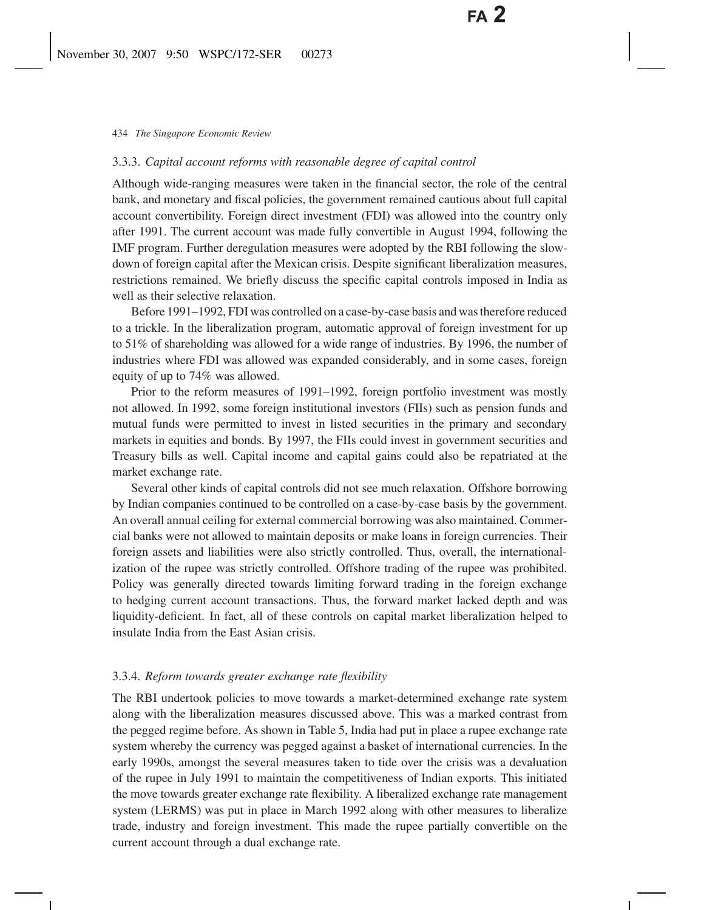### 3.3.3. *Capital account reforms with reasonable degree of capital control*

Although wide-ranging measures were taken in the financial sector, the role of the central bank, and monetary and fiscal policies, the government remained cautious about full capital account convertibility. Foreign direct investment (FDI) was allowed into the country only after 1991. The current account was made fully convertible in August 1994, following the IMF program. Further deregulation measures were adopted by the RBI following the slowdown of foreign capital after the Mexican crisis. Despite significant liberalization measures, restrictions remained. We briefly discuss the specific capital controls imposed in India as well as their selective relaxation.

Before 1991–1992, FDI was controlled on a case-by-case basis and was therefore reduced to a trickle. In the liberalization program, automatic approval of foreign investment for up to 51% of shareholding was allowed for a wide range of industries. By 1996, the number of industries where FDI was allowed was expanded considerably, and in some cases, foreign equity of up to 74% was allowed.

Prior to the reform measures of 1991–1992, foreign portfolio investment was mostly not allowed. In 1992, some foreign institutional investors (FIIs) such as pension funds and mutual funds were permitted to invest in listed securities in the primary and secondary markets in equities and bonds. By 1997, the FIIs could invest in government securities and Treasury bills as well. Capital income and capital gains could also be repatriated at the market exchange rate.

Several other kinds of capital controls did not see much relaxation. Offshore borrowing by Indian companies continued to be controlled on a case-by-case basis by the government. An overall annual ceiling for external commercial borrowing was also maintained. Commercial banks were not allowed to maintain deposits or make loans in foreign currencies. Their foreign assets and liabilities were also strictly controlled. Thus, overall, the internationalization of the rupee was strictly controlled. Offshore trading of the rupee was prohibited. Policy was generally directed towards limiting forward trading in the foreign exchange to hedging current account transactions. Thus, the forward market lacked depth and was liquidity-deficient. In fact, all of these controls on capital market liberalization helped to insulate India from the East Asian crisis.

### 3.3.4. *Reform towards greater exchange rate flexibility*

The RBI undertook policies to move towards a market-determined exchange rate system along with the liberalization measures discussed above. This was a marked contrast from the pegged regime before. As shown in Table 5, India had put in place a rupee exchange rate system whereby the currency was pegged against a basket of international currencies. In the early 1990s, amongst the several measures taken to tide over the crisis was a devaluation of the rupee in July 1991 to maintain the competitiveness of Indian exports. This initiated the move towards greater exchange rate flexibility. A liberalized exchange rate management system (LERMS) was put in place in March 1992 along with other measures to liberalize trade, industry and foreign investment. This made the rupee partially convertible on the current account through a dual exchange rate.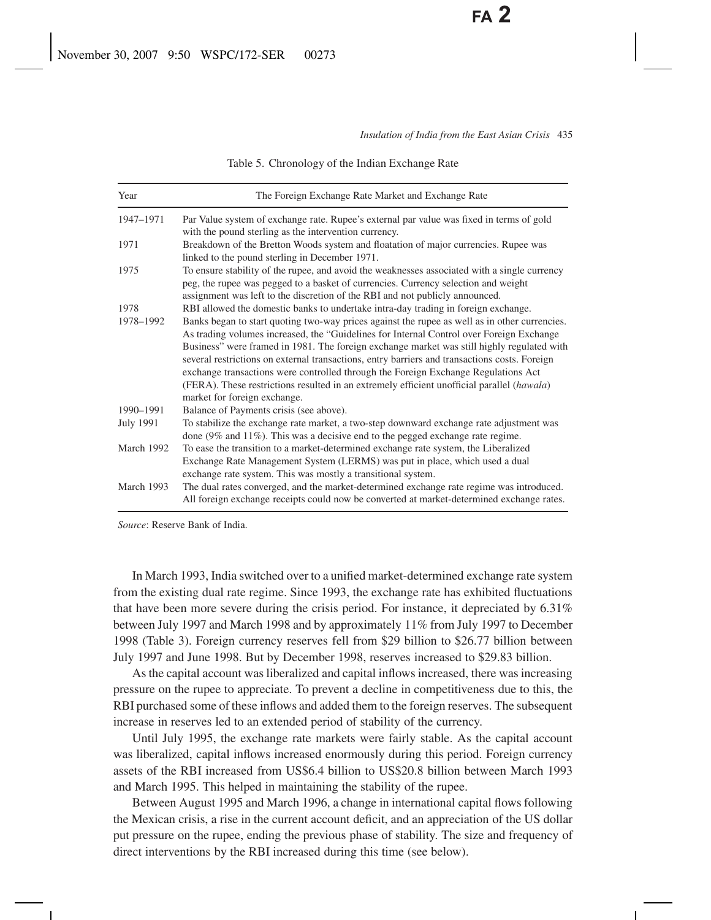Table 5. Chronology of the Indian Exchange Rate

| Year | The Foreign Exchange Rate Market and Exchange Rate |
| --- | --- |
| 1947–1971 | Par Value system of exchange rate. Rupee's external par value was fixed in terms of gold with the pound sterling as the intervention currency. |
| 1971 | Breakdown of the Bretton Woods system and floatation of major currencies. Rupee was linked to the pound sterling in December 1971. |
| 1975 | To ensure stability of the rupee, and avoid the weaknesses associated with a single currency peg, the rupee was pegged to a basket of currencies. Currency selection and weight assignment was left to the discretion of the RBI and not publicly announced. |
| 1978 | RBI allowed the domestic banks to undertake intra-day trading in foreign exchange. |
| 1978–1992 | Banks began to start quoting two-way prices against the rupee as well as in other currencies. As trading volumes increased, the "Guidelines for Internal Control over Foreign Exchange Business" were framed in 1981. The foreign exchange market was still highly regulated with several restrictions on external transactions, entry barriers and transactions costs. Foreign exchange transactions were controlled through the Foreign Exchange Regulations Act (FERA). These restrictions resulted in an extremely efficient unofficial parallel (*hawala*) market for foreign exchange. |
| 1990–1991 | Balance of Payments crisis (see above). |
| July 1991 | To stabilize the exchange rate market, a two-step downward exchange rate adjustment was done (9% and 11%). This was a decisive end to the pegged exchange rate regime. |
| March 1992 | To ease the transition to a market-determined exchange rate system, the Liberalized Exchange Rate Management System (LERMS) was put in place, which used a dual exchange rate system. This was mostly a transitional system. |
| March 1993 | The dual rates converged, and the market-determined exchange rate regime was introduced. All foreign exchange receipts could now be converted at market-determined exchange rates. |

*Source*: Reserve Bank of India.

In March 1993, India switched over to a unified market-determined exchange rate system from the existing dual rate regime. Since 1993, the exchange rate has exhibited fluctuations that have been more severe during the crisis period. For instance, it depreciated by 6.31% between July 1997 and March 1998 and by approximately 11% from July 1997 to December 1998 (Table 3). Foreign currency reserves fell from \$29 billion to \$26.77 billion between July 1997 and June 1998. But by December 1998, reserves increased to \$29.83 billion.

As the capital account was liberalized and capital inflows increased, there was increasing pressure on the rupee to appreciate. To prevent a decline in competitiveness due to this, the RBI purchased some of these inflows and added them to the foreign reserves. The subsequent increase in reserves led to an extended period of stability of the currency.

Until July 1995, the exchange rate markets were fairly stable. As the capital account was liberalized, capital inflows increased enormously during this period. Foreign currency assets of the RBI increased from US\$6.4 billion to US\$20.8 billion between March 1993 and March 1995. This helped in maintaining the stability of the rupee.

Between August 1995 and March 1996, a change in international capital flows following the Mexican crisis, a rise in the current account deficit, and an appreciation of the US dollar put pressure on the rupee, ending the previous phase of stability. The size and frequency of direct interventions by the RBI increased during this time (see below).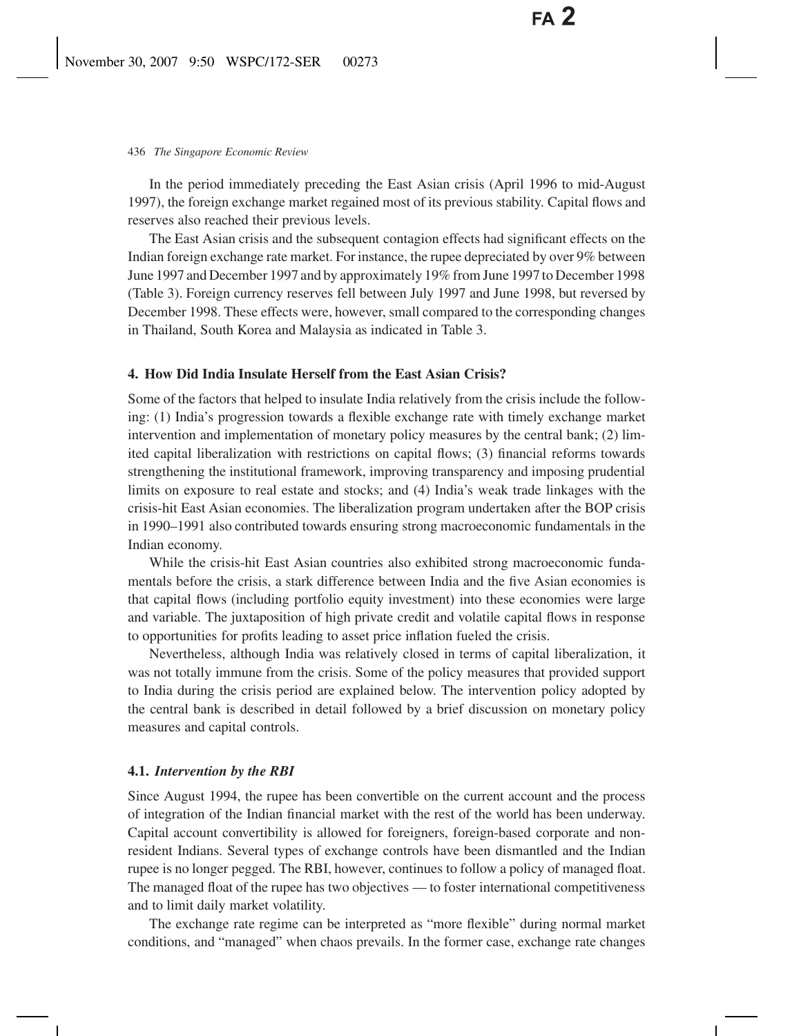In the period immediately preceding the East Asian crisis (April 1996 to mid-August 1997), the foreign exchange market regained most of its previous stability. Capital flows and reserves also reached their previous levels.

The East Asian crisis and the subsequent contagion effects had significant effects on the Indian foreign exchange rate market. For instance, the rupee depreciated by over 9% between June 1997 and December 1997 and by approximately 19% from June 1997 to December 1998 (Table 3). Foreign currency reserves fell between July 1997 and June 1998, but reversed by December 1998. These effects were, however, small compared to the corresponding changes in Thailand, South Korea and Malaysia as indicated in Table 3.

## 4. How Did India Insulate Herself from the East Asian Crisis?

Some of the factors that helped to insulate India relatively from the crisis include the following: (1) India's progression towards a flexible exchange rate with timely exchange market intervention and implementation of monetary policy measures by the central bank; (2) limited capital liberalization with restrictions on capital flows; (3) financial reforms towards strengthening the institutional framework, improving transparency and imposing prudential limits on exposure to real estate and stocks; and (4) India's weak trade linkages with the crisis-hit East Asian economies. The liberalization program undertaken after the BOP crisis in 1990–1991 also contributed towards ensuring strong macroeconomic fundamentals in the Indian economy.

While the crisis-hit East Asian countries also exhibited strong macroeconomic fundamentals before the crisis, a stark difference between India and the five Asian economies is that capital flows (including portfolio equity investment) into these economies were large and variable. The juxtaposition of high private credit and volatile capital flows in response to opportunities for profits leading to asset price inflation fueled the crisis.

Nevertheless, although India was relatively closed in terms of capital liberalization, it was not totally immune from the crisis. Some of the policy measures that provided support to India during the crisis period are explained below. The intervention policy adopted by the central bank is described in detail followed by a brief discussion on monetary policy measures and capital controls.

### 4.1. *Intervention by the RBI*

Since August 1994, the rupee has been convertible on the current account and the process of integration of the Indian financial market with the rest of the world has been underway. Capital account convertibility is allowed for foreigners, foreign-based corporate and non-resident Indians. Several types of exchange controls have been dismantled and the Indian rupee is no longer pegged. The RBI, however, continues to follow a policy of managed float. The managed float of the rupee has two objectives — to foster international competitiveness and to limit daily market volatility.

The exchange rate regime can be interpreted as "more flexible" during normal market conditions, and "managed" when chaos prevails. In the former case, exchange rate changes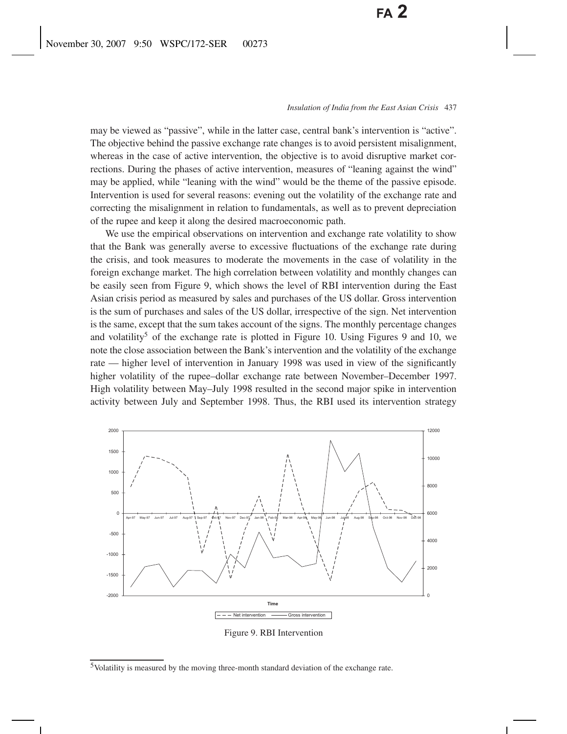may be viewed as "passive", while in the latter case, central bank's intervention is "active". The objective behind the passive exchange rate changes is to avoid persistent misalignment, whereas in the case of active intervention, the objective is to avoid disruptive market corrections. During the phases of active intervention, measures of "leaning against the wind" may be applied, while "leaning with the wind" would be the theme of the passive episode. Intervention is used for several reasons: evening out the volatility of the exchange rate and correcting the misalignment in relation to fundamentals, as well as to prevent depreciation of the rupee and keep it along the desired macroeconomic path.

We use the empirical observations on intervention and exchange rate volatility to show that the Bank was generally averse to excessive fluctuations of the exchange rate during the crisis, and took measures to moderate the movements in the case of volatility in the foreign exchange market. The high correlation between volatility and monthly changes can be easily seen from Figure 9, which shows the level of RBI intervention during the East Asian crisis period as measured by sales and purchases of the US dollar. Gross intervention is the sum of purchases and sales of the US dollar, irrespective of the sign. Net intervention is the same, except that the sum takes account of the signs. The monthly percentage changes and volatility[5] of the exchange rate is plotted in Figure 10. Using Figures 9 and 10, we note the close association between the Bank's intervention and the volatility of the exchange rate — higher level of intervention in January 1998 was used in view of the significantly higher volatility of the rupee–dollar exchange rate between November–December 1997. High volatility between May–July 1998 resulted in the second major spike in intervention activity between July and September 1998. Thus, the RBI used its intervention strategy

Figure 9. RBI Intervention

[5] Volatility is measured by the moving three-month standard deviation of the exchange rate.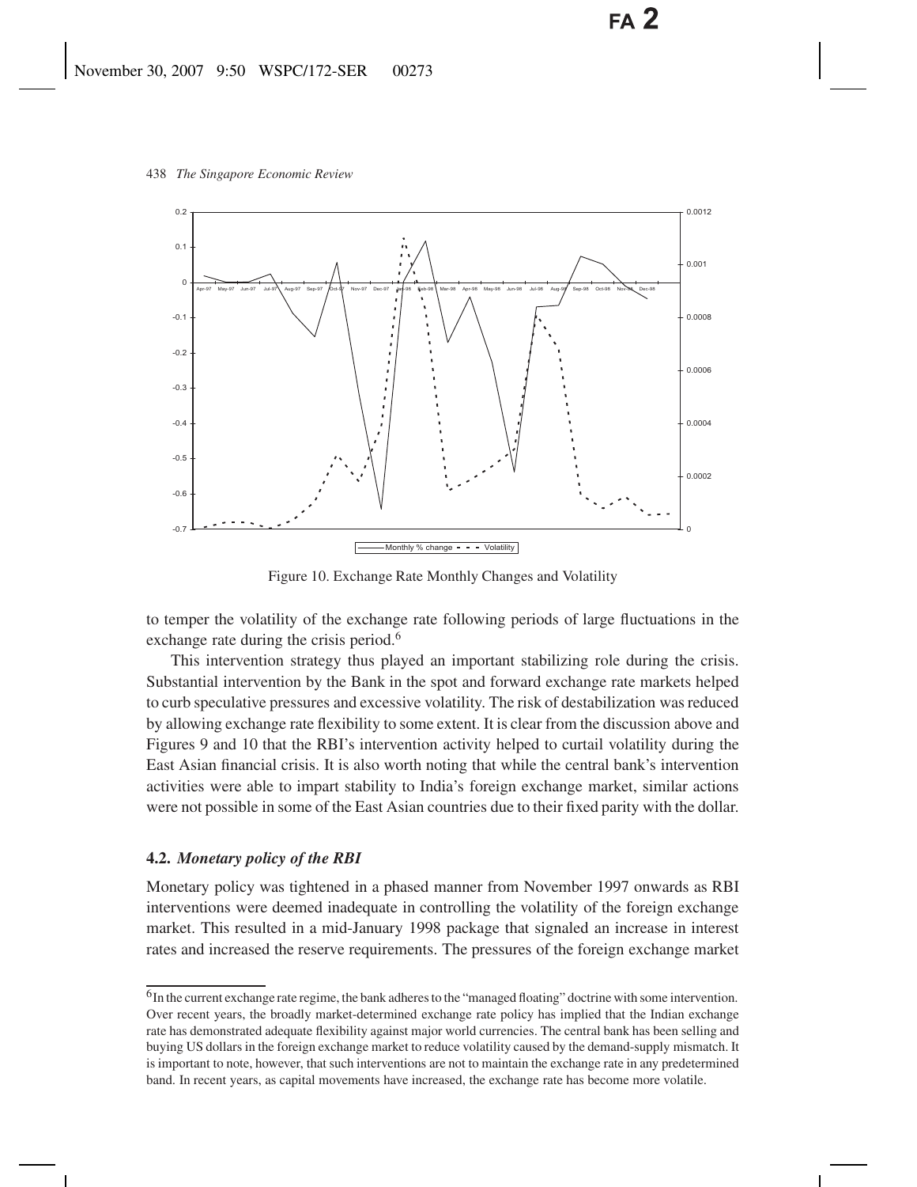Figure 10. Exchange Rate Monthly Changes and Volatility

to temper the volatility of the exchange rate following periods of large fluctuations in the exchange rate during the crisis period.[6]

This intervention strategy thus played an important stabilizing role during the crisis. Substantial intervention by the Bank in the spot and forward exchange rate markets helped to curb speculative pressures and excessive volatility. The risk of destabilization was reduced by allowing exchange rate flexibility to some extent. It is clear from the discussion above and Figures 9 and 10 that the RBI's intervention activity helped to curtail volatility during the East Asian financial crisis. It is also worth noting that while the central bank's intervention activities were able to impart stability to India's foreign exchange market, similar actions were not possible in some of the East Asian countries due to their fixed parity with the dollar.

### 4.2. *Monetary policy of the RBI*

Monetary policy was tightened in a phased manner from November 1997 onwards as RBI interventions were deemed inadequate in controlling the volatility of the foreign exchange market. This resulted in a mid-January 1998 package that signaled an increase in interest rates and increased the reserve requirements. The pressures of the foreign exchange market

[6] In the current exchange rate regime, the bank adheres to the "managed floating" doctrine with some intervention. Over recent years, the broadly market-determined exchange rate policy has implied that the Indian exchange rate has demonstrated adequate flexibility against major world currencies. The central bank has been selling and buying US dollars in the foreign exchange market to reduce volatility caused by the demand-supply mismatch. It is important to note, however, that such interventions are not to maintain the exchange rate in any predetermined band. In recent years, as capital movements have increased, the exchange rate has become more volatile.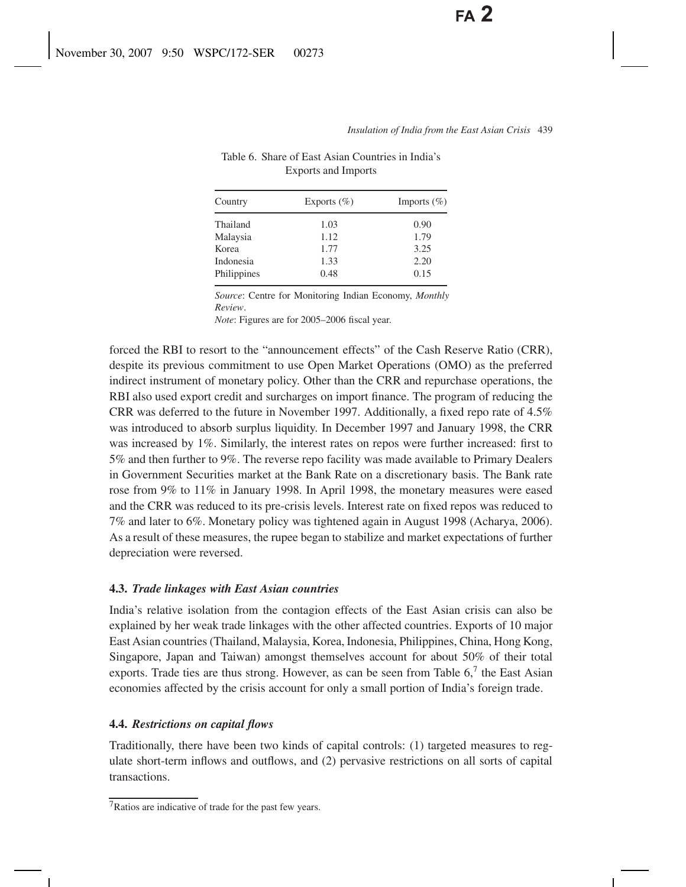Table 6. Share of East Asian Countries in India's Exports and Imports

| Country | Exports (%) | Imports (%) |
|---|---|---|
| Thailand | 1.03 | 0.90 |
| Malaysia | 1.12 | 1.79 |
| Korea | 1.77 | 3.25 |
| Indonesia | 1.33 | 2.20 |
| Philippines | 0.48 | 0.15 |

*Source*: Centre for Monitoring Indian Economy, *Monthly Review*.
*Note*: Figures are for 2005–2006 fiscal year.

forced the RBI to resort to the "announcement effects" of the Cash Reserve Ratio (CRR), despite its previous commitment to use Open Market Operations (OMO) as the preferred indirect instrument of monetary policy. Other than the CRR and repurchase operations, the RBI also used export credit and surcharges on import finance. The program of reducing the CRR was deferred to the future in November 1997. Additionally, a fixed repo rate of 4.5% was introduced to absorb surplus liquidity. In December 1997 and January 1998, the CRR was increased by 1%. Similarly, the interest rates on repos were further increased: first to 5% and then further to 9%. The reverse repo facility was made available to Primary Dealers in Government Securities market at the Bank Rate on a discretionary basis. The Bank rate rose from 9% to 11% in January 1998. In April 1998, the monetary measures were eased and the CRR was reduced to its pre-crisis levels. Interest rate on fixed repos was reduced to 7% and later to 6%. Monetary policy was tightened again in August 1998 (Acharya, 2006). As a result of these measures, the rupee began to stabilize and market expectations of further depreciation were reversed.

### 4.3. *Trade linkages with East Asian countries*

India's relative isolation from the contagion effects of the East Asian crisis can also be explained by her weak trade linkages with the other affected countries. Exports of 10 major East Asian countries (Thailand, Malaysia, Korea, Indonesia, Philippines, China, Hong Kong, Singapore, Japan and Taiwan) amongst themselves account for about 50% of their total exports. Trade ties are thus strong. However, as can be seen from Table 6,[7] the East Asian economies affected by the crisis account for only a small portion of India's foreign trade.

### 4.4. *Restrictions on capital flows*

Traditionally, there have been two kinds of capital controls: (1) targeted measures to regulate short-term inflows and outflows, and (2) pervasive restrictions on all sorts of capital transactions.

[7] Ratios are indicative of trade for the past few years.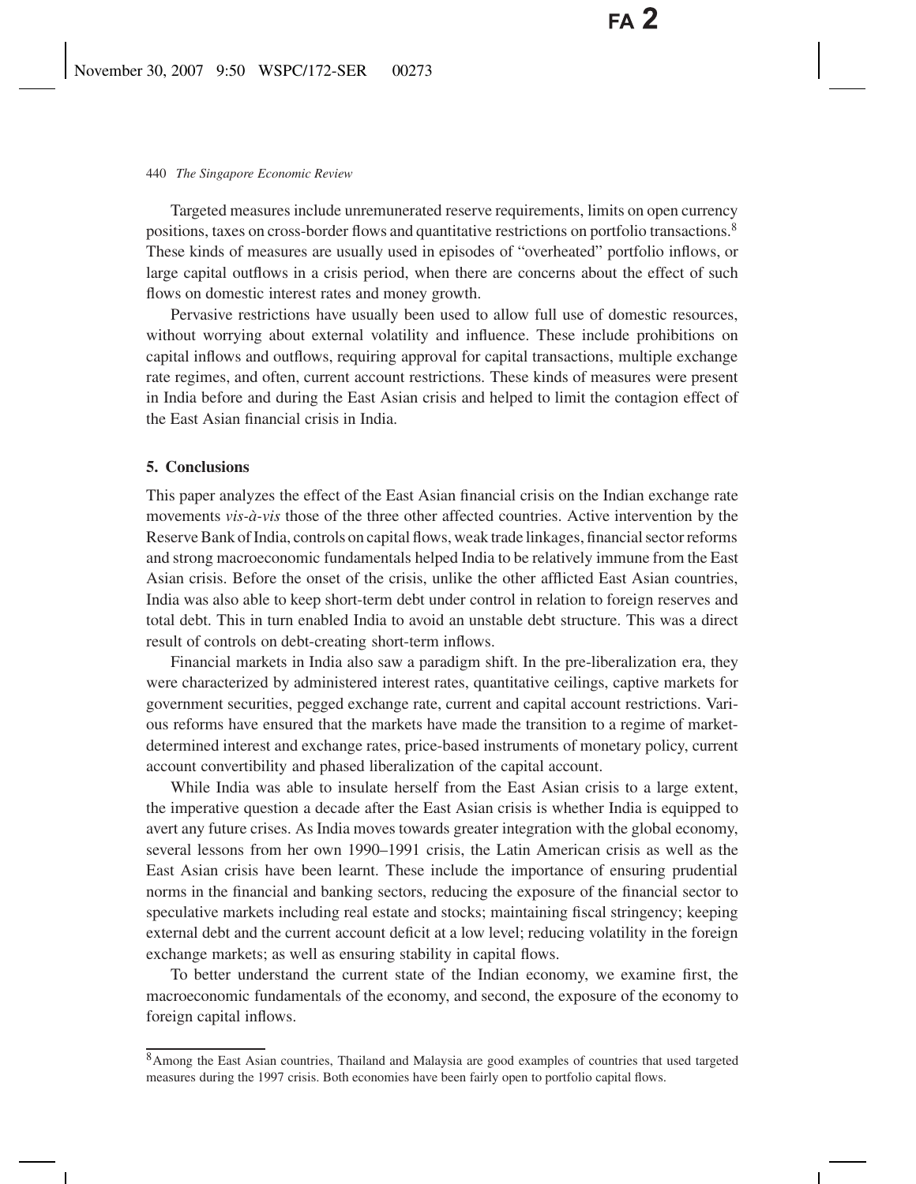Targeted measures include unremunerated reserve requirements, limits on open currency positions, taxes on cross-border flows and quantitative restrictions on portfolio transactions.[8] These kinds of measures are usually used in episodes of "overheated" portfolio inflows, or large capital outflows in a crisis period, when there are concerns about the effect of such flows on domestic interest rates and money growth.

Pervasive restrictions have usually been used to allow full use of domestic resources, without worrying about external volatility and influence. These include prohibitions on capital inflows and outflows, requiring approval for capital transactions, multiple exchange rate regimes, and often, current account restrictions. These kinds of measures were present in India before and during the East Asian crisis and helped to limit the contagion effect of the East Asian financial crisis in India.

## 5. Conclusions

This paper analyzes the effect of the East Asian financial crisis on the Indian exchange rate movements *vis-à-vis* those of the three other affected countries. Active intervention by the Reserve Bank of India, controls on capital flows, weak trade linkages, financial sector reforms and strong macroeconomic fundamentals helped India to be relatively immune from the East Asian crisis. Before the onset of the crisis, unlike the other afflicted East Asian countries, India was also able to keep short-term debt under control in relation to foreign reserves and total debt. This in turn enabled India to avoid an unstable debt structure. This was a direct result of controls on debt-creating short-term inflows.

Financial markets in India also saw a paradigm shift. In the pre-liberalization era, they were characterized by administered interest rates, quantitative ceilings, captive markets for government securities, pegged exchange rate, current and capital account restrictions. Various reforms have ensured that the markets have made the transition to a regime of market-determined interest and exchange rates, price-based instruments of monetary policy, current account convertibility and phased liberalization of the capital account.

While India was able to insulate herself from the East Asian crisis to a large extent, the imperative question a decade after the East Asian crisis is whether India is equipped to avert any future crises. As India moves towards greater integration with the global economy, several lessons from her own 1990–1991 crisis, the Latin American crisis as well as the East Asian crisis have been learnt. These include the importance of ensuring prudential norms in the financial and banking sectors, reducing the exposure of the financial sector to speculative markets including real estate and stocks; maintaining fiscal stringency; keeping external debt and the current account deficit at a low level; reducing volatility in the foreign exchange markets; as well as ensuring stability in capital flows.

To better understand the current state of the Indian economy, we examine first, the macroeconomic fundamentals of the economy, and second, the exposure of the economy to foreign capital inflows.

---

[8] Among the East Asian countries, Thailand and Malaysia are good examples of countries that used targeted measures during the 1997 crisis. Both economies have been fairly open to portfolio capital flows.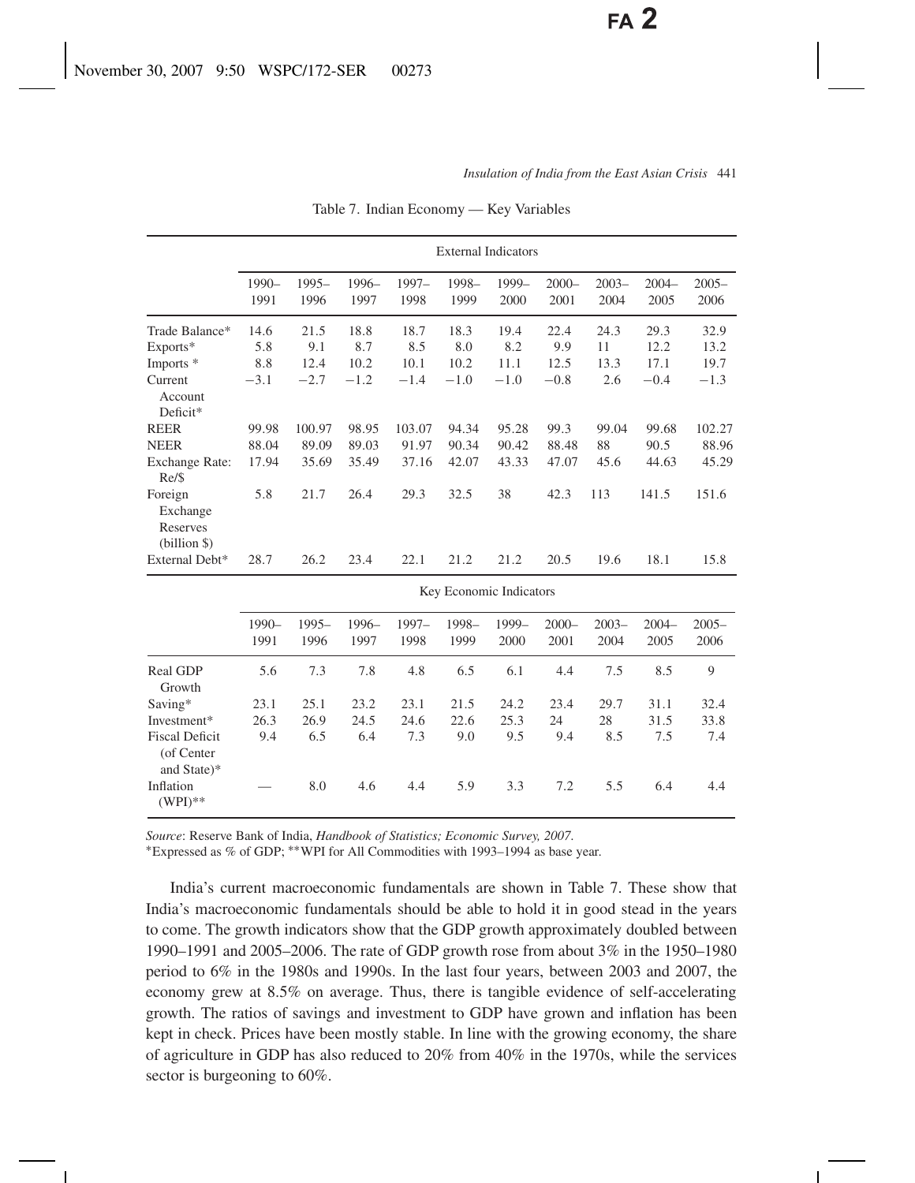Table 7. Indian Economy — Key Variables

| | External Indicators | | | | | | | | | |
|---|---|---|---|---|---|---|---|---|---|---|
| | 1990–1991 | 1995–1996 | 1996–1997 | 1997–1998 | 1998–1999 | 1999–2000 | 2000–2001 | 2003–2004 | 2004–2005 | 2005–2006 |
| Trade Balance* | 14.6 | 21.5 | 18.8 | 18.7 | 18.3 | 19.4 | 22.4 | 24.3 | 29.3 | 32.9 |
| Exports* | 5.8 | 9.1 | 8.7 | 8.5 | 8.0 | 8.2 | 9.9 | 11 | 12.2 | 13.2 |
| Imports * | 8.8 | 12.4 | 10.2 | 10.1 | 10.2 | 11.1 | 12.5 | 13.3 | 17.1 | 19.7 |
| Current Account Deficit* | −3.1 | −2.7 | −1.2 | −1.4 | −1.0 | −1.0 | −0.8 | 2.6 | −0.4 | −1.3 |
| REER | 99.98 | 100.97 | 98.95 | 103.07 | 94.34 | 95.28 | 99.3 | 99.04 | 99.68 | 102.27 |
| NEER | 88.04 | 89.09 | 89.03 | 91.97 | 90.34 | 90.42 | 88.48 | 88 | 90.5 | 88.96 |
| Exchange Rate: Re/$ | 17.94 | 35.69 | 35.49 | 37.16 | 42.07 | 43.33 | 47.07 | 45.6 | 44.63 | 45.29 |
| Foreign Exchange Reserves (billion $) | 5.8 | 21.7 | 26.4 | 29.3 | 32.5 | 38 | 42.3 | 113 | 141.5 | 151.6 |
| External Debt* | 28.7 | 26.2 | 23.4 | 22.1 | 21.2 | 21.2 | 20.5 | 19.6 | 18.1 | 15.8 |
| | Key Economic Indicators | | | | | | | | | |
| | 1990–1991 | 1995–1996 | 1996–1997 | 1997–1998 | 1998–1999 | 1999–2000 | 2000–2001 | 2003–2004 | 2004–2005 | 2005–2006 |
| Real GDP Growth | 5.6 | 7.3 | 7.8 | 4.8 | 6.5 | 6.1 | 4.4 | 7.5 | 8.5 | 9 |
| Saving* | 23.1 | 25.1 | 23.2 | 23.1 | 21.5 | 24.2 | 23.4 | 29.7 | 31.1 | 32.4 |
| Investment* | 26.3 | 26.9 | 24.5 | 24.6 | 22.6 | 25.3 | 24 | 28 | 31.5 | 33.8 |
| Fiscal Deficit (of Center and State)* | 9.4 | 6.5 | 6.4 | 7.3 | 9.0 | 9.5 | 9.4 | 8.5 | 7.5 | 7.4 |
| Inflation (WPI)** | — | 8.0 | 4.6 | 4.4 | 5.9 | 3.3 | 7.2 | 5.5 | 6.4 | 4.4 |

*Source*: Reserve Bank of India, *Handbook of Statistics; Economic Survey, 2007*.
*Expressed as % of GDP; **WPI for All Commodities with 1993–1994 as base year.

India's current macroeconomic fundamentals are shown in Table 7. These show that India's macroeconomic fundamentals should be able to hold it in good stead in the years to come. The growth indicators show that the GDP growth approximately doubled between 1990–1991 and 2005–2006. The rate of GDP growth rose from about 3% in the 1950–1980 period to 6% in the 1980s and 1990s. In the last four years, between 2003 and 2007, the economy grew at 8.5% on average. Thus, there is tangible evidence of self-accelerating growth. The ratios of savings and investment to GDP have grown and inflation has been kept in check. Prices have been mostly stable. In line with the growing economy, the share of agriculture in GDP has also reduced to 20% from 40% in the 1970s, while the services sector is burgeoning to 60%.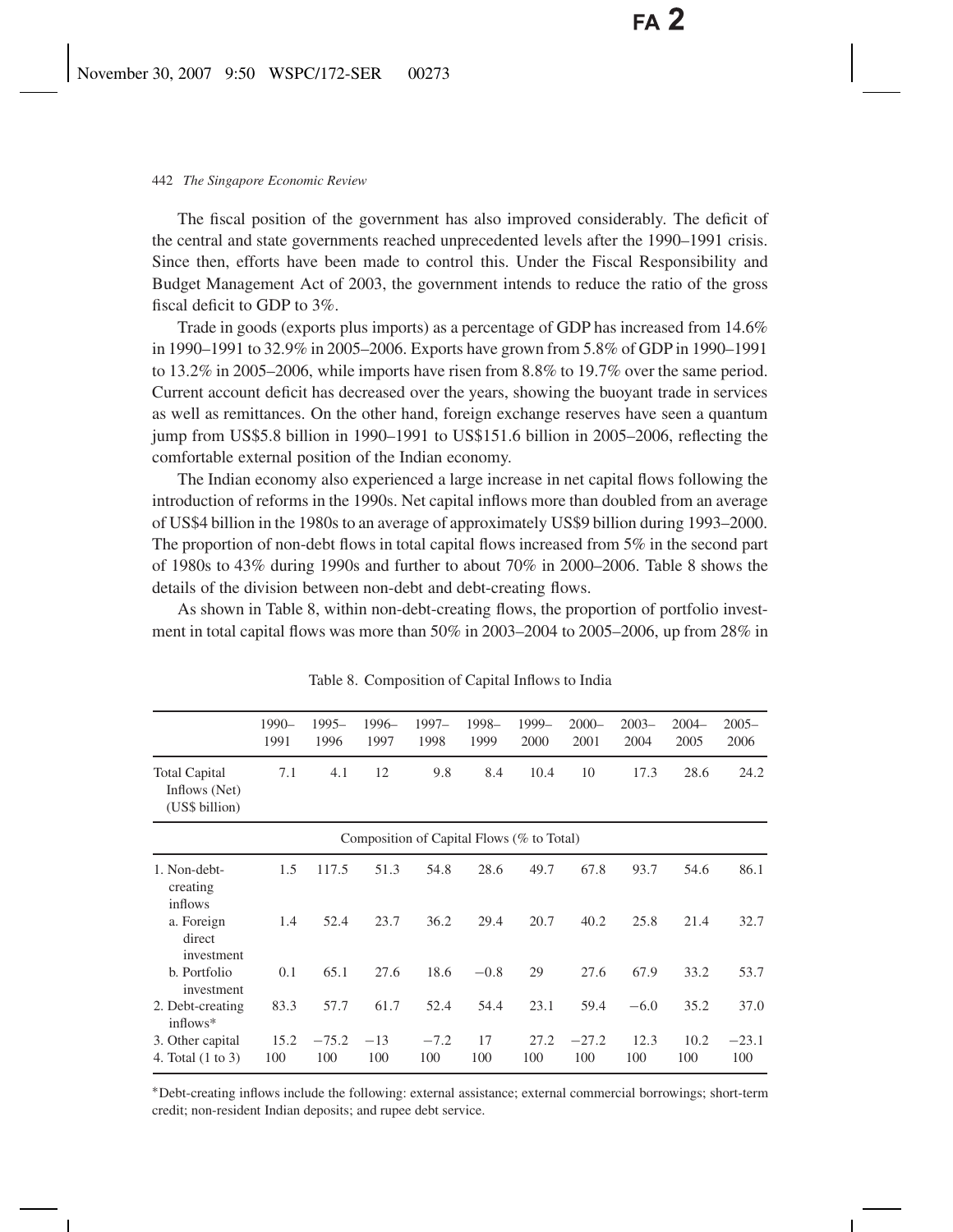The fiscal position of the government has also improved considerably. The deficit of the central and state governments reached unprecedented levels after the 1990–1991 crisis. Since then, efforts have been made to control this. Under the Fiscal Responsibility and Budget Management Act of 2003, the government intends to reduce the ratio of the gross fiscal deficit to GDP to 3%.

Trade in goods (exports plus imports) as a percentage of GDP has increased from 14.6% in 1990–1991 to 32.9% in 2005–2006. Exports have grown from 5.8% of GDP in 1990–1991 to 13.2% in 2005–2006, while imports have risen from 8.8% to 19.7% over the same period. Current account deficit has decreased over the years, showing the buoyant trade in services as well as remittances. On the other hand, foreign exchange reserves have seen a quantum jump from US$5.8 billion in 1990–1991 to US$151.6 billion in 2005–2006, reflecting the comfortable external position of the Indian economy.

The Indian economy also experienced a large increase in net capital flows following the introduction of reforms in the 1990s. Net capital inflows more than doubled from an average of US$4 billion in the 1980s to an average of approximately US$9 billion during 1993–2000. The proportion of non-debt flows in total capital flows increased from 5% in the second part of 1980s to 43% during 1990s and further to about 70% in 2000–2006. Table 8 shows the details of the division between non-debt and debt-creating flows.

As shown in Table 8, within non-debt-creating flows, the proportion of portfolio investment in total capital flows was more than 50% in 2003–2004 to 2005–2006, up from 28% in

Table 8. Composition of Capital Inflows to India

| | 1990–1991 | 1995–1996 | 1996–1997 | 1997–1998 | 1998–1999 | 1999–2000 | 2000–2001 | 2003–2004 | 2004–2005 | 2005–2006 |
|---|---|---|---|---|---|---|---|---|---|---|
| Total Capital Inflows (Net) (US$ billion) | 7.1 | 4.1 | 12 | 9.8 | 8.4 | 10.4 | 10 | 17.3 | 28.6 | 24.2 |
| Composition of Capital Flows (% to Total) | | | | | | | | | | |
| 1. Non-debt-creating inflows | 1.5 | 117.5 | 51.3 | 54.8 | 28.6 | 49.7 | 67.8 | 93.7 | 54.6 | 86.1 |
| a. Foreign direct investment | 1.4 | 52.4 | 23.7 | 36.2 | 29.4 | 20.7 | 40.2 | 25.8 | 21.4 | 32.7 |
| b. Portfolio investment | 0.1 | 65.1 | 27.6 | 18.6 | −0.8 | 29 | 27.6 | 67.9 | 33.2 | 53.7 |
| 2. Debt-creating inflows* | 83.3 | 57.7 | 61.7 | 52.4 | 54.4 | 23.1 | 59.4 | −6.0 | 35.2 | 37.0 |
| 3. Other capital | 15.2 | −75.2 | −13 | −7.2 | 17 | 27.2 | −27.2 | 12.3 | 10.2 | −23.1 |
| 4. Total (1 to 3) | 100 | 100 | 100 | 100 | 100 | 100 | 100 | 100 | 100 | 100 |

*Debt-creating inflows include the following: external assistance; external commercial borrowings; short-term credit; non-resident Indian deposits; and rupee debt service.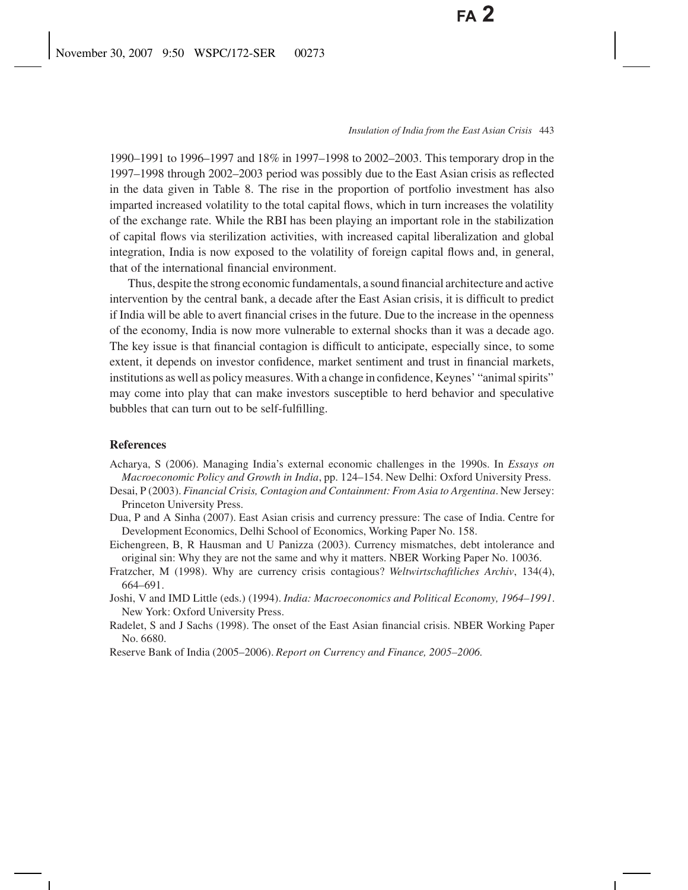1990–1991 to 1996–1997 and 18% in 1997–1998 to 2002–2003. This temporary drop in the 1997–1998 through 2002–2003 period was possibly due to the East Asian crisis as reflected in the data given in Table 8. The rise in the proportion of portfolio investment has also imparted increased volatility to the total capital flows, which in turn increases the volatility of the exchange rate. While the RBI has been playing an important role in the stabilization of capital flows via sterilization activities, with increased capital liberalization and global integration, India is now exposed to the volatility of foreign capital flows and, in general, that of the international financial environment.

Thus, despite the strong economic fundamentals, a sound financial architecture and active intervention by the central bank, a decade after the East Asian crisis, it is difficult to predict if India will be able to avert financial crises in the future. Due to the increase in the openness of the economy, India is now more vulnerable to external shocks than it was a decade ago. The key issue is that financial contagion is difficult to anticipate, especially since, to some extent, it depends on investor confidence, market sentiment and trust in financial markets, institutions as well as policy measures. With a change in confidence, Keynes' "animal spirits" may come into play that can make investors susceptible to herd behavior and speculative bubbles that can turn out to be self-fulfilling.

## References

Acharya, S (2006). Managing India's external economic challenges in the 1990s. In *Essays on Macroeconomic Policy and Growth in India*, pp. 124–154. New Delhi: Oxford University Press.

Desai, P (2003). *Financial Crisis, Contagion and Containment: From Asia to Argentina*. New Jersey: Princeton University Press.

Dua, P and A Sinha (2007). East Asian crisis and currency pressure: The case of India. Centre for Development Economics, Delhi School of Economics, Working Paper No. 158.

Eichengreen, B, R Hausman and U Panizza (2003). Currency mismatches, debt intolerance and original sin: Why they are not the same and why it matters. NBER Working Paper No. 10036.

Fratzcher, M (1998). Why are currency crisis contagious? *Weltwirtschaftliches Archiv*, 134(4), 664–691.

Joshi, V and IMD Little (eds.) (1994). *India: Macroeconomics and Political Economy, 1964–1991*. New York: Oxford University Press.

Radelet, S and J Sachs (1998). The onset of the East Asian financial crisis. NBER Working Paper No. 6680.

Reserve Bank of India (2005–2006). *Report on Currency and Finance, 2005–2006.*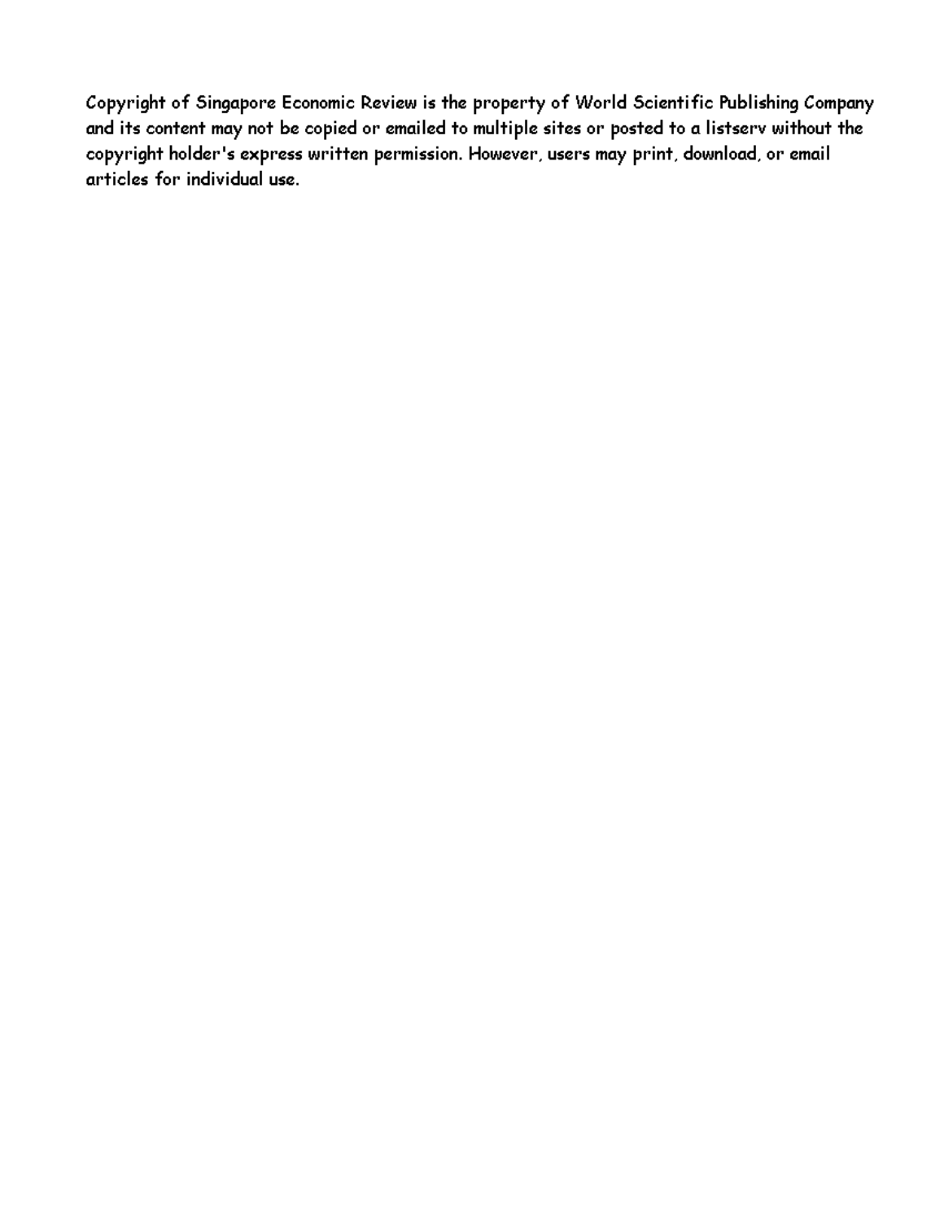Copyright of Singapore Economic Review is the property of World Scientific Publishing Company and its content may not be copied or emailed to multiple sites or posted to a listserv without the copyright holder's express written permission. However, users may print, download, or email articles for individual use.